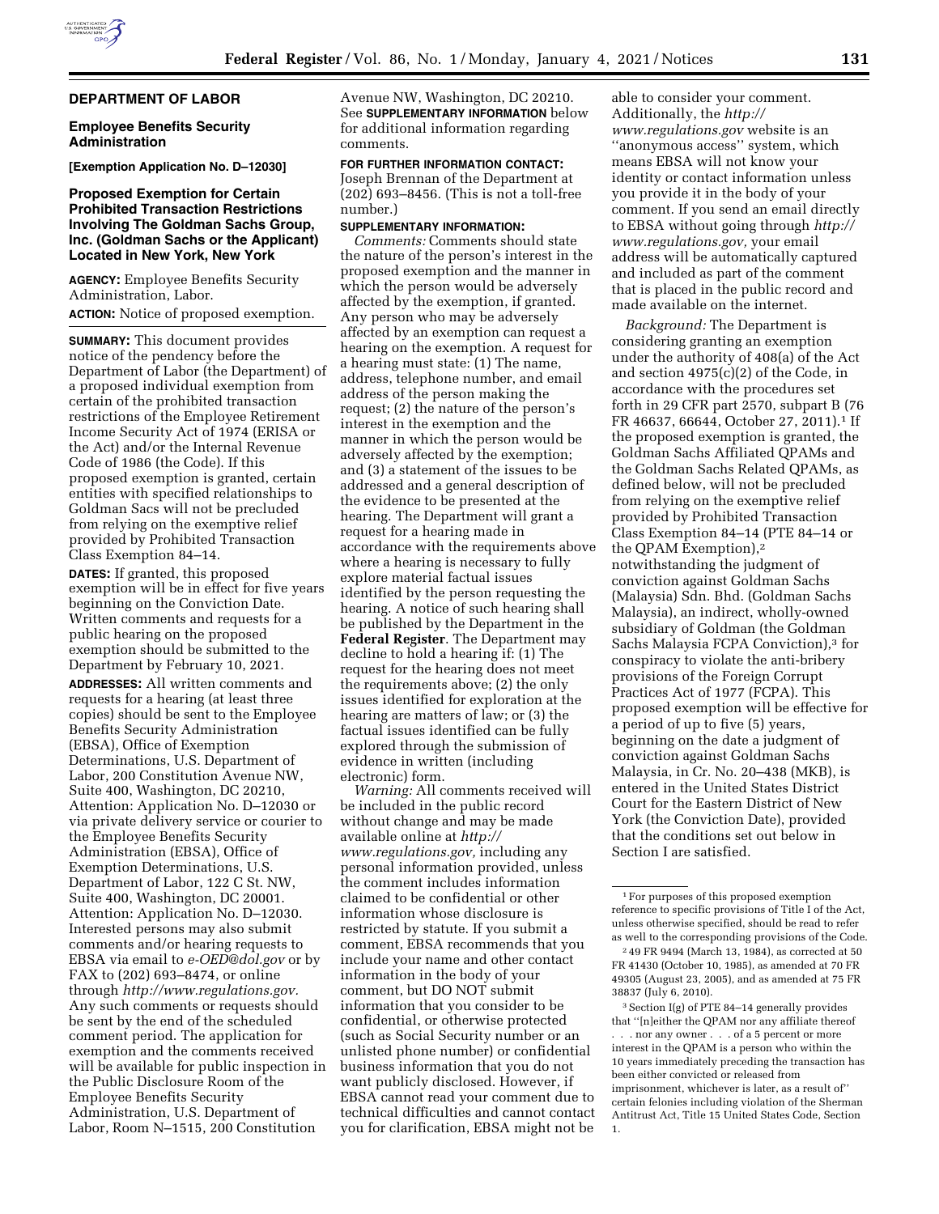## DEPARTMENT OF LABOR

### Employee Benefits Security Administration

**[Exemption Application No. D–12030]**

### Proposed Exemption for Certain Prohibited Transaction Restrictions Involving The Goldman Sachs Group, Inc. (Goldman Sachs or the Applicant) Located in New York, New York

**AGENCY:** Employee Benefits Security Administration, Labor.

**ACTION:** Notice of proposed exemption.

**SUMMARY:** This document provides notice of the pendency before the Department of Labor (the Department) of a proposed individual exemption from certain of the prohibited transaction restrictions of the Employee Retirement Income Security Act of 1974 (ERISA or the Act) and/or the Internal Revenue Code of 1986 (the Code). If this proposed exemption is granted, certain entities with specified relationships to Goldman Sacs will not be precluded from relying on the exemptive relief provided by Prohibited Transaction Class Exemption 84–14.

**DATES:** If granted, this proposed exemption will be in effect for five years beginning on the Conviction Date. Written comments and requests for a public hearing on the proposed exemption should be submitted to the Department by February 10, 2021.

**ADDRESSES:** All written comments and requests for a hearing (at least three copies) should be sent to the Employee Benefits Security Administration (EBSA), Office of Exemption Determinations, U.S. Department of Labor, 200 Constitution Avenue NW, Suite 400, Washington, DC 20210, Attention: Application No. D–12030 or via private delivery service or courier to the Employee Benefits Security Administration (EBSA), Office of Exemption Determinations, U.S. Department of Labor, 122 C St. NW, Suite 400, Washington, DC 20001. Attention: Application No. D–12030. Interested persons may also submit comments and/or hearing requests to EBSA via email to *e-OED@dol.gov* or by FAX to (202) 693–8474, or online through *http://www.regulations.gov.* Any such comments or requests should be sent by the end of the scheduled comment period. The application for exemption and the comments received will be available for public inspection in the Public Disclosure Room of the Employee Benefits Security Administration, U.S. Department of Labor, Room N–1515, 200 Constitution Avenue NW, Washington, DC 20210. See **SUPPLEMENTARY INFORMATION** below for additional information regarding comments.

**FOR FURTHER INFORMATION CONTACT:** Joseph Brennan of the Department at (202) 693–8456. (This is not a toll-free number.)

**SUPPLEMENTARY INFORMATION:**

*Comments:* Comments should state the nature of the person's interest in the proposed exemption and the manner in which the person would be adversely affected by the exemption, if granted. Any person who may be adversely affected by an exemption can request a hearing on the exemption. A request for a hearing must state: (1) The name, address, telephone number, and email address of the person making the request; (2) the nature of the person's interest in the exemption and the manner in which the person would be adversely affected by the exemption; and (3) a statement of the issues to be addressed and a general description of the evidence to be presented at the hearing. The Department will grant a request for a hearing made in accordance with the requirements above where a hearing is necessary to fully explore material factual issues identified by the person requesting the hearing. A notice of such hearing shall be published by the Department in the **Federal Register**. The Department may decline to hold a hearing if: (1) The request for the hearing does not meet the requirements above; (2) the only issues identified for exploration at the hearing are matters of law; or (3) the factual issues identified can be fully explored through the submission of evidence in written (including electronic) form.

*Warning:* All comments received will be included in the public record without change and may be made available online at *http://www.regulations.gov,* including any personal information provided, unless the comment includes information claimed to be confidential or other information whose disclosure is restricted by statute. If you submit a comment, EBSA recommends that you include your name and other contact information in the body of your comment, but DO NOT submit information that you consider to be confidential, or otherwise protected (such as Social Security number or an unlisted phone number) or confidential business information that you do not want publicly disclosed. However, if EBSA cannot read your comment due to technical difficulties and cannot contact you for clarification, EBSA might not be able to consider your comment. Additionally, the *http://www.regulations.gov* website is an ''anonymous access'' system, which means EBSA will not know your identity or contact information unless you provide it in the body of your comment. If you send an email directly to EBSA without going through *http://www.regulations.gov,* your email address will be automatically captured and included as part of the comment that is placed in the public record and made available on the internet.

*Background:* The Department is considering granting an exemption under the authority of 408(a) of the Act and section 4975(c)(2) of the Code, in accordance with the procedures set forth in 29 CFR part 2570, subpart B (76 FR 46637, 66644, October 27, 2011).[1] If the proposed exemption is granted, the Goldman Sachs Affiliated QPAMs and the Goldman Sachs Related QPAMs, as defined below, will not be precluded from relying on the exemptive relief provided by Prohibited Transaction Class Exemption 84–14 (PTE 84–14 or the QPAM Exemption),[2] notwithstanding the judgment of conviction against Goldman Sachs (Malaysia) Sdn. Bhd. (Goldman Sachs Malaysia), an indirect, wholly-owned subsidiary of Goldman (the Goldman Sachs Malaysia FCPA Conviction),[3] for conspiracy to violate the anti-bribery provisions of the Foreign Corrupt Practices Act of 1977 (FCPA). This proposed exemption will be effective for a period of up to five (5) years, beginning on the date a judgment of conviction against Goldman Sachs Malaysia, in Cr. No. 20–438 (MKB), is entered in the United States District Court for the Eastern District of New York (the Conviction Date), provided that the conditions set out below in Section I are satisfied.

[1] For purposes of this proposed exemption reference to specific provisions of Title I of the Act, unless otherwise specified, should be read to refer as well to the corresponding provisions of the Code.

[2] 49 FR 9494 (March 13, 1984), as corrected at 50 FR 41430 (October 10, 1985), as amended at 70 FR 49305 (August 23, 2005), and as amended at 75 FR 38837 (July 6, 2010).

[3] Section I(g) of PTE 84–14 generally provides that ''[n]either the QPAM nor any affiliate thereof . . . nor any owner . . . of a 5 percent or more interest in the QPAM is a person who within the 10 years immediately preceding the transaction has been either convicted or released from imprisonment, whichever is later, as a result of'' certain felonies including violation of the Sherman Antitrust Act, Title 15 United States Code, Section 1.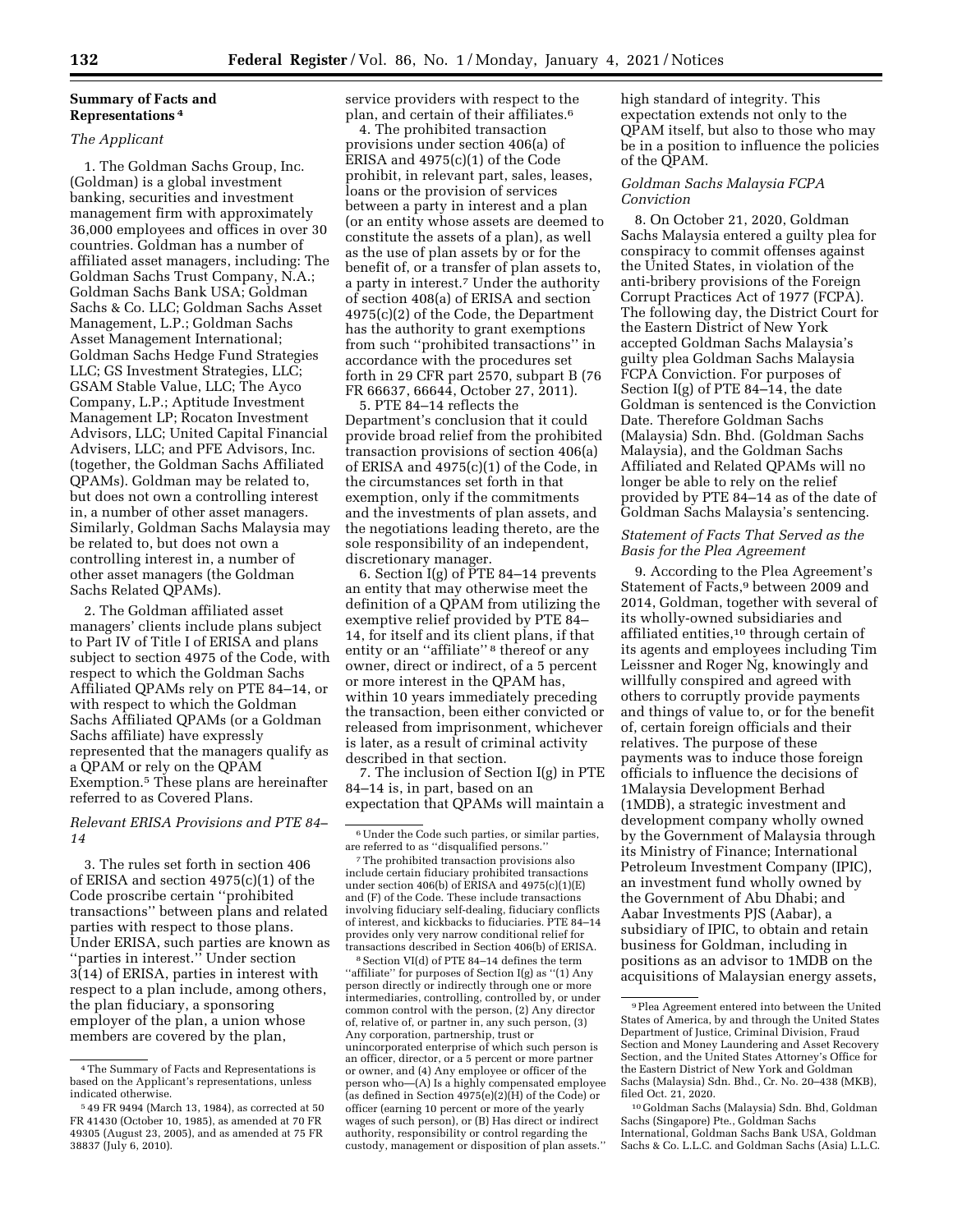## Summary of Facts and Representations [4]

### *The Applicant*

1. The Goldman Sachs Group, Inc. (Goldman) is a global investment banking, securities and investment management firm with approximately 36,000 employees and offices in over 30 countries. Goldman has a number of affiliated asset managers, including: The Goldman Sachs Trust Company, N.A.; Goldman Sachs Bank USA; Goldman Sachs & Co. LLC; Goldman Sachs Asset Management, L.P.; Goldman Sachs Asset Management International; Goldman Sachs Hedge Fund Strategies LLC; GS Investment Strategies, LLC; GSAM Stable Value, LLC; The Ayco Company, L.P.; Aptitude Investment Management LP; Rocaton Investment Advisors, LLC; United Capital Financial Advisers, LLC; and PFE Advisors, Inc. (together, the Goldman Sachs Affiliated QPAMs). Goldman may be related to, but does not own a controlling interest in, a number of other asset managers. Similarly, Goldman Sachs Malaysia may be related to, but does not own a controlling interest in, a number of other asset managers (the Goldman Sachs Related QPAMs).

2. The Goldman affiliated asset managers' clients include plans subject to Part IV of Title I of ERISA and plans subject to section 4975 of the Code, with respect to which the Goldman Sachs Affiliated QPAMs rely on PTE 84–14, or with respect to which the Goldman Sachs Affiliated QPAMs (or a Goldman Sachs affiliate) have expressly represented that the managers qualify as a QPAM or rely on the QPAM Exemption.[5] These plans are hereinafter referred to as Covered Plans.

### *Relevant ERISA Provisions and PTE 84–14*

3. The rules set forth in section 406 of ERISA and section 4975(c)(1) of the Code proscribe certain ''prohibited transactions'' between plans and related parties with respect to those plans. Under ERISA, such parties are known as ''parties in interest.'' Under section 3(14) of ERISA, parties in interest with respect to a plan include, among others, the plan fiduciary, a sponsoring employer of the plan, a union whose members are covered by the plan, service providers with respect to the plan, and certain of their affiliates.[6]

4. The prohibited transaction provisions under section 406(a) of ERISA and 4975(c)(1) of the Code prohibit, in relevant part, sales, leases, loans or the provision of services between a party in interest and a plan (or an entity whose assets are deemed to constitute the assets of a plan), as well as the use of plan assets by or for the benefit of, or a transfer of plan assets to, a party in interest.[7] Under the authority of section 408(a) of ERISA and section 4975(c)(2) of the Code, the Department has the authority to grant exemptions from such ''prohibited transactions'' in accordance with the procedures set forth in 29 CFR part 2570, subpart B (76 FR 66637, 66644, October 27, 2011).

5. PTE 84–14 reflects the Department's conclusion that it could provide broad relief from the prohibited transaction provisions of section 406(a) of ERISA and 4975(c)(1) of the Code, in the circumstances set forth in that exemption, only if the commitments and the investments of plan assets, and the negotiations leading thereto, are the sole responsibility of an independent, discretionary manager.

6. Section I(g) of PTE 84–14 prevents an entity that may otherwise meet the definition of a QPAM from utilizing the exemptive relief provided by PTE 84–14, for itself and its client plans, if that entity or an ''affiliate'' [8] thereof or any owner, direct or indirect, of a 5 percent or more interest in the QPAM has, within 10 years immediately preceding the transaction, been either convicted or released from imprisonment, whichever is later, as a result of criminal activity described in that section.

7. The inclusion of Section I(g) in PTE 84–14 is, in part, based on an expectation that QPAMs will maintain a high standard of integrity. This expectation extends not only to the QPAM itself, but also to those who may be in a position to influence the policies of the QPAM.

### *Goldman Sachs Malaysia FCPA Conviction*

8. On October 21, 2020, Goldman Sachs Malaysia entered a guilty plea for conspiracy to commit offenses against the United States, in violation of the anti-bribery provisions of the Foreign Corrupt Practices Act of 1977 (FCPA). The following day, the District Court for the Eastern District of New York accepted Goldman Sachs Malaysia's guilty plea Goldman Sachs Malaysia FCPA Conviction. For purposes of Section I(g) of PTE 84–14, the date Goldman is sentenced is the Conviction Date. Therefore Goldman Sachs (Malaysia) Sdn. Bhd. (Goldman Sachs Malaysia), and the Goldman Sachs Affiliated and Related QPAMs will no longer be able to rely on the relief provided by PTE 84–14 as of the date of Goldman Sachs Malaysia's sentencing.

### *Statement of Facts That Served as the Basis for the Plea Agreement*

9. According to the Plea Agreement's Statement of Facts,[9] between 2009 and 2014, Goldman, together with several of its wholly-owned subsidiaries and affiliated entities,[10] through certain of its agents and employees including Tim Leissner and Roger Ng, knowingly and willfully conspired and agreed with others to corruptly provide payments and things of value to, or for the benefit of, certain foreign officials and their relatives. The purpose of these payments was to induce those foreign officials to influence the decisions of 1Malaysia Development Berhad (1MDB), a strategic investment and development company wholly owned by the Government of Malaysia through its Ministry of Finance; International Petroleum Investment Company (IPIC), an investment fund wholly owned by the Government of Abu Dhabi; and Aabar Investments PJS (Aabar), a subsidiary of IPIC, to obtain and retain business for Goldman, including in positions as an advisor to 1MDB on the acquisitions of Malaysian energy assets,

---

[4] The Summary of Facts and Representations is based on the Applicant's representations, unless indicated otherwise.

[5] 49 FR 9494 (March 13, 1984), as corrected at 50 FR 41430 (October 10, 1985), as amended at 70 FR 49305 (August 23, 2005), and as amended at 75 FR 38837 (July 6, 2010).

[6] Under the Code such parties, or similar parties, are referred to as ''disqualified persons.''

[7] The prohibited transaction provisions also include certain fiduciary prohibited transactions under section 406(b) of ERISA and 4975(c)(1)(E) and (F) of the Code. These include transactions involving fiduciary self-dealing, fiduciary conflicts of interest, and kickbacks to fiduciaries. PTE 84–14 provides only very narrow conditional relief for transactions described in Section 406(b) of ERISA.

[8] Section VI(d) of PTE 84–14 defines the term ''affiliate'' for purposes of Section I(g) as ''(1) Any person directly or indirectly through one or more intermediaries, controlling, controlled by, or under common control with the person, (2) Any director of, relative of, or partner in, any such person, (3) Any corporation, partnership, trust or unincorporated enterprise of which such person is an officer, director, or a 5 percent or more partner or owner, and (4) Any employee or officer of the person who—(A) Is a highly compensated employee (as defined in Section 4975(e)(2)(H) of the Code) or officer (earning 10 percent or more of the yearly wages of such person), or (B) Has direct or indirect authority, responsibility or control regarding the custody, management or disposition of plan assets.''

[9] Plea Agreement entered into between the United States of America, by and through the United States Department of Justice, Criminal Division, Fraud Section and Money Laundering and Asset Recovery Section, and the United States Attorney's Office for the Eastern District of New York and Goldman Sachs (Malaysia) Sdn. Bhd., Cr. No. 20–438 (MKB), filed Oct. 21, 2020.

[10] Goldman Sachs (Malaysia) Sdn. Bhd, Goldman Sachs (Singapore) Pte., Goldman Sachs International, Goldman Sachs Bank USA, Goldman Sachs & Co. L.L.C. and Goldman Sachs (Asia) L.L.C.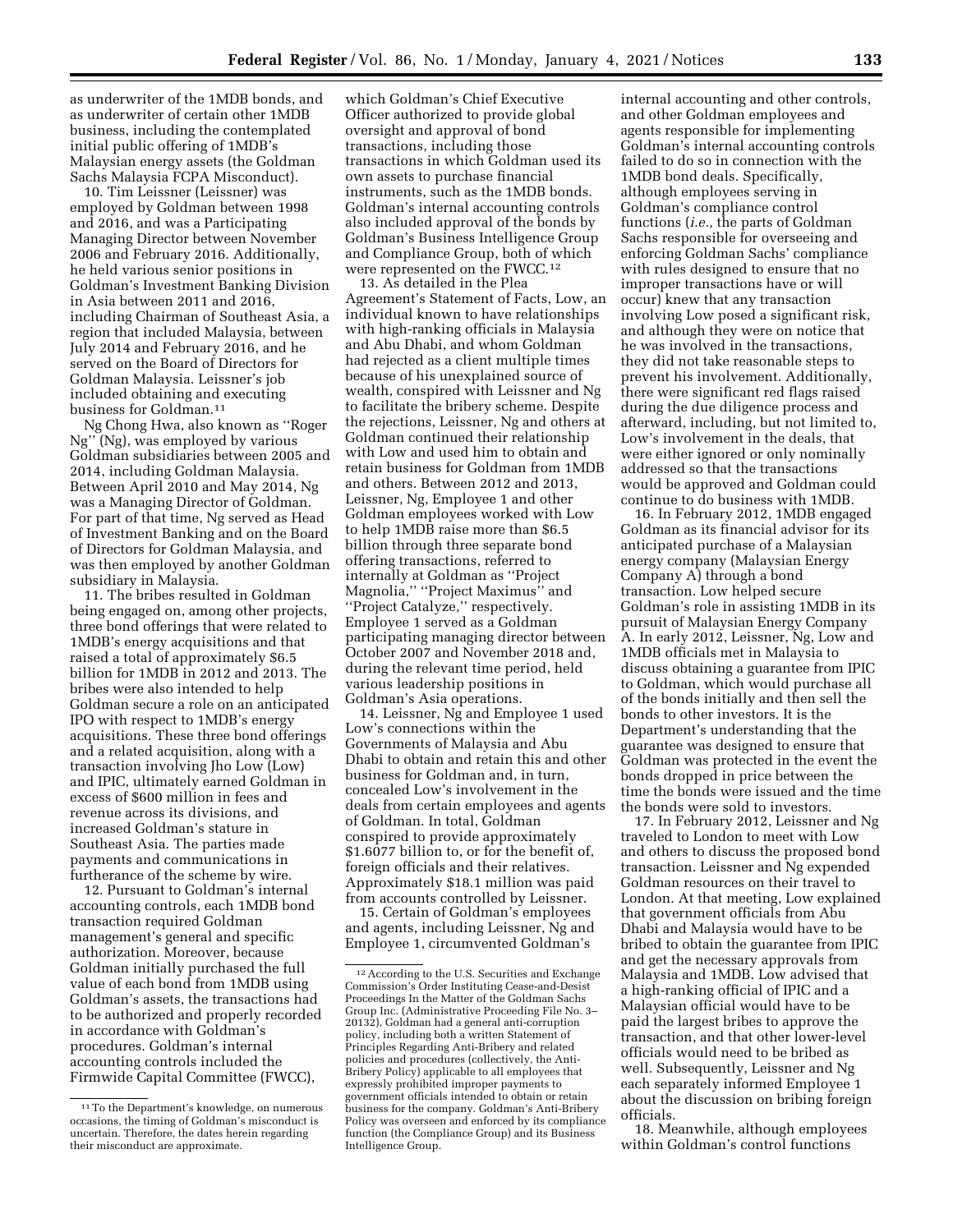as underwriter of the 1MDB bonds, and as underwriter of certain other 1MDB business, including the contemplated initial public offering of 1MDB's Malaysian energy assets (the Goldman Sachs Malaysia FCPA Misconduct).

10. Tim Leissner (Leissner) was employed by Goldman between 1998 and 2016, and was a Participating Managing Director between November 2006 and February 2016. Additionally, he held various senior positions in Goldman's Investment Banking Division in Asia between 2011 and 2016, including Chairman of Southeast Asia, a region that included Malaysia, between July 2014 and February 2016, and he served on the Board of Directors for Goldman Malaysia. Leissner's job included obtaining and executing business for Goldman.[11]

Ng Chong Hwa, also known as ''Roger Ng'' (Ng), was employed by various Goldman subsidiaries between 2005 and 2014, including Goldman Malaysia. Between April 2010 and May 2014, Ng was a Managing Director of Goldman. For part of that time, Ng served as Head of Investment Banking and on the Board of Directors for Goldman Malaysia, and was then employed by another Goldman subsidiary in Malaysia.

11. The bribes resulted in Goldman being engaged on, among other projects, three bond offerings that were related to 1MDB's energy acquisitions and that raised a total of approximately $6.5 billion for 1MDB in 2012 and 2013. The bribes were also intended to help Goldman secure a role on an anticipated IPO with respect to 1MDB's energy acquisitions. These three bond offerings and a related acquisition, along with a transaction involving Jho Low (Low) and IPIC, ultimately earned Goldman in excess of $600 million in fees and revenue across its divisions, and increased Goldman's stature in Southeast Asia. The parties made payments and communications in furtherance of the scheme by wire.

12. Pursuant to Goldman's internal accounting controls, each 1MDB bond transaction required Goldman management's general and specific authorization. Moreover, because Goldman initially purchased the full value of each bond from 1MDB using Goldman's assets, the transactions had to be authorized and properly recorded in accordance with Goldman's procedures. Goldman's internal accounting controls included the Firmwide Capital Committee (FWCC), which Goldman's Chief Executive Officer authorized to provide global oversight and approval of bond transactions, including those transactions in which Goldman used its own assets to purchase financial instruments, such as the 1MDB bonds. Goldman's internal accounting controls also included approval of the bonds by Goldman's Business Intelligence Group and Compliance Group, both of which were represented on the FWCC.[12]

13. As detailed in the Plea Agreement's Statement of Facts, Low, an individual known to have relationships with high-ranking officials in Malaysia and Abu Dhabi, and whom Goldman had rejected as a client multiple times because of his unexplained source of wealth, conspired with Leissner and Ng to facilitate the bribery scheme. Despite the rejections, Leissner, Ng and others at Goldman continued their relationship with Low and used him to obtain and retain business for Goldman from 1MDB and others. Between 2012 and 2013, Leissner, Ng, Employee 1 and other Goldman employees worked with Low to help 1MDB raise more than $6.5 billion through three separate bond offering transactions, referred to internally at Goldman as ''Project Magnolia,'' ''Project Maximus'' and ''Project Catalyze,'' respectively. Employee 1 served as a Goldman participating managing director between October 2007 and November 2018 and, during the relevant time period, held various leadership positions in Goldman's Asia operations.

14. Leissner, Ng and Employee 1 used Low's connections within the Governments of Malaysia and Abu Dhabi to obtain and retain this and other business for Goldman and, in turn, concealed Low's involvement in the deals from certain employees and agents of Goldman. In total, Goldman conspired to provide approximately $1.6077 billion to, or for the benefit of, foreign officials and their relatives. Approximately $18.1 million was paid from accounts controlled by Leissner.

15. Certain of Goldman's employees and agents, including Leissner, Ng and Employee 1, circumvented Goldman's internal accounting and other controls, and other Goldman employees and agents responsible for implementing Goldman's internal accounting controls failed to do so in connection with the 1MDB bond deals. Specifically, although employees serving in Goldman's compliance control functions (*i.e.,* the parts of Goldman Sachs responsible for overseeing and enforcing Goldman Sachs' compliance with rules designed to ensure that no improper transactions have or will occur) knew that any transaction involving Low posed a significant risk, and although they were on notice that he was involved in the transactions, they did not take reasonable steps to prevent his involvement. Additionally, there were significant red flags raised during the due diligence process and afterward, including, but not limited to, Low's involvement in the deals, that were either ignored or only nominally addressed so that the transactions would be approved and Goldman could continue to do business with 1MDB.

16. In February 2012, 1MDB engaged Goldman as its financial advisor for its anticipated purchase of a Malaysian energy company (Malaysian Energy Company A) through a bond transaction. Low helped secure Goldman's role in assisting 1MDB in its pursuit of Malaysian Energy Company A. In early 2012, Leissner, Ng, Low and 1MDB officials met in Malaysia to discuss obtaining a guarantee from IPIC to Goldman, which would purchase all of the bonds initially and then sell the bonds to other investors. It is the Department's understanding that the guarantee was designed to ensure that Goldman was protected in the event the bonds dropped in price between the time the bonds were issued and the time the bonds were sold to investors.

17. In February 2012, Leissner and Ng traveled to London to meet with Low and others to discuss the proposed bond transaction. Leissner and Ng expended Goldman resources on their travel to London. At that meeting, Low explained that government officials from Abu Dhabi and Malaysia would have to be bribed to obtain the guarantee from IPIC and get the necessary approvals from Malaysia and 1MDB. Low advised that a high-ranking official of IPIC and a Malaysian official would have to be paid the largest bribes to approve the transaction, and that other lower-level officials would need to be bribed as well. Subsequently, Leissner and Ng each separately informed Employee 1 about the discussion on bribing foreign officials.

18. Meanwhile, although employees within Goldman's control functions

[11] To the Department's knowledge, on numerous occasions, the timing of Goldman's misconduct is uncertain. Therefore, the dates herein regarding their misconduct are approximate.

[12] According to the U.S. Securities and Exchange Commission's Order Instituting Cease-and-Desist Proceedings In the Matter of the Goldman Sachs Group Inc. (Administrative Proceeding File No. 3–20132), Goldman had a general anti-corruption policy, including both a written Statement of Principles Regarding Anti-Bribery and related policies and procedures (collectively, the Anti-Bribery Policy) applicable to all employees that expressly prohibited improper payments to government officials intended to obtain or retain business for the company. Goldman's Anti-Bribery Policy was overseen and enforced by its compliance function (the Compliance Group) and its Business Intelligence Group.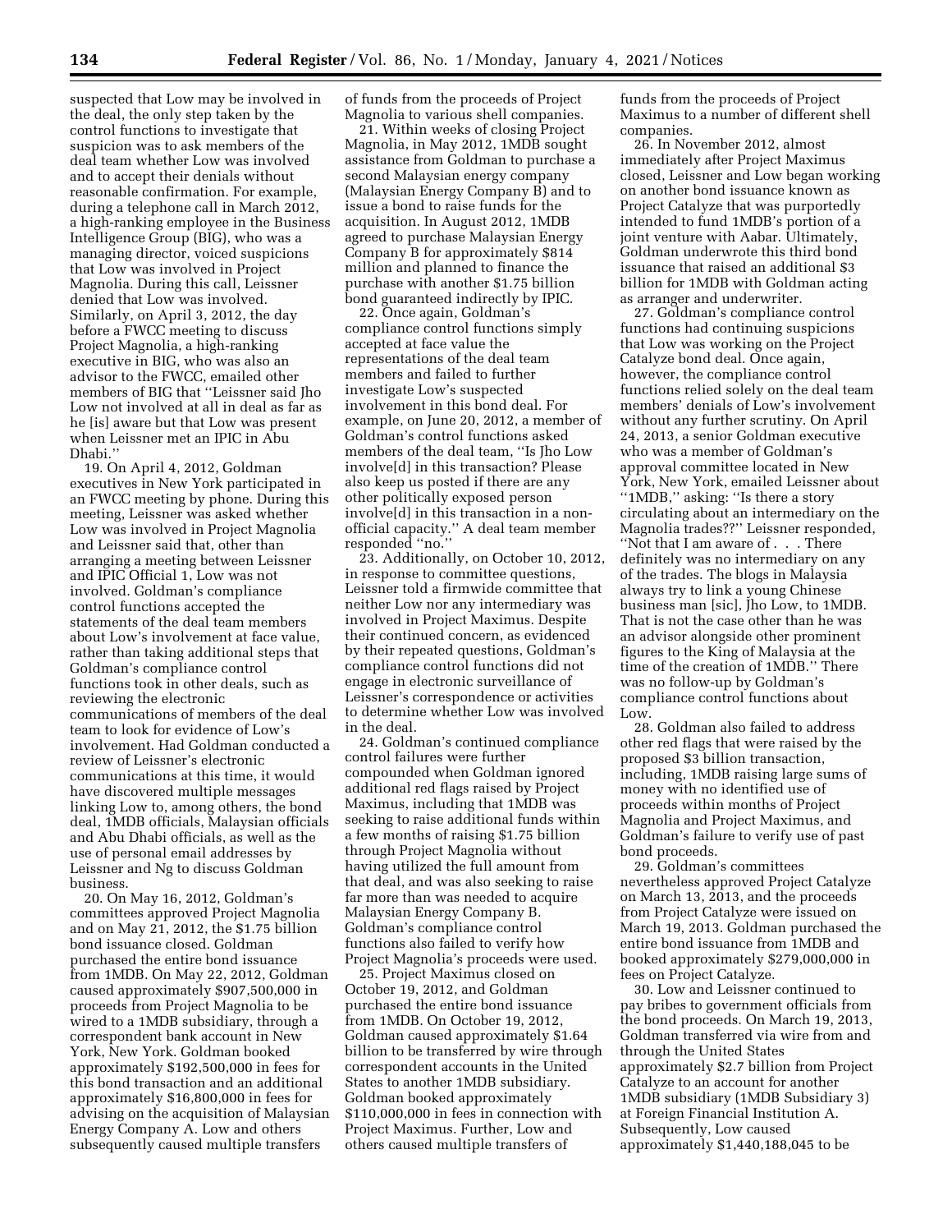suspected that Low may be involved in the deal, the only step taken by the control functions to investigate that suspicion was to ask members of the deal team whether Low was involved and to accept their denials without reasonable confirmation. For example, during a telephone call in March 2012, a high-ranking employee in the Business Intelligence Group (BIG), who was a managing director, voiced suspicions that Low was involved in Project Magnolia. During this call, Leissner denied that Low was involved. Similarly, on April 3, 2012, the day before a FWCC meeting to discuss Project Magnolia, a high-ranking executive in BIG, who was also an advisor to the FWCC, emailed other members of BIG that ''Leissner said Jho Low not involved at all in deal as far as he [is] aware but that Low was present when Leissner met an IPIC in Abu Dhabi.''

19. On April 4, 2012, Goldman executives in New York participated in an FWCC meeting by phone. During this meeting, Leissner was asked whether Low was involved in Project Magnolia and Leissner said that, other than arranging a meeting between Leissner and IPIC Official 1, Low was not involved. Goldman's compliance control functions accepted the statements of the deal team members about Low's involvement at face value, rather than taking additional steps that Goldman's compliance control functions took in other deals, such as reviewing the electronic communications of members of the deal team to look for evidence of Low's involvement. Had Goldman conducted a review of Leissner's electronic communications at this time, it would have discovered multiple messages linking Low to, among others, the bond deal, 1MDB officials, Malaysian officials and Abu Dhabi officials, as well as the use of personal email addresses by Leissner and Ng to discuss Goldman business.

20. On May 16, 2012, Goldman's committees approved Project Magnolia and on May 21, 2012, the $1.75 billion bond issuance closed. Goldman purchased the entire bond issuance from 1MDB. On May 22, 2012, Goldman caused approximately $907,500,000 in proceeds from Project Magnolia to be wired to a 1MDB subsidiary, through a correspondent bank account in New York, New York. Goldman booked approximately $192,500,000 in fees for this bond transaction and an additional approximately $16,800,000 in fees for advising on the acquisition of Malaysian Energy Company A. Low and others subsequently caused multiple transfers of funds from the proceeds of Project Magnolia to various shell companies.

21. Within weeks of closing Project Magnolia, in May 2012, 1MDB sought assistance from Goldman to purchase a second Malaysian energy company (Malaysian Energy Company B) and to issue a bond to raise funds for the acquisition. In August 2012, 1MDB agreed to purchase Malaysian Energy Company B for approximately $814 million and planned to finance the purchase with another $1.75 billion bond guaranteed indirectly by IPIC.

22. Once again, Goldman's compliance control functions simply accepted at face value the representations of the deal team members and failed to further investigate Low's suspected involvement in this bond deal. For example, on June 20, 2012, a member of Goldman's control functions asked members of the deal team, ''Is Jho Low involve[d] in this transaction? Please also keep us posted if there are any other politically exposed person involve[d] in this transaction in a non-official capacity.'' A deal team member responded ''no.''

23. Additionally, on October 10, 2012, in response to committee questions, Leissner told a firmwide committee that neither Low nor any intermediary was involved in Project Maximus. Despite their continued concern, as evidenced by their repeated questions, Goldman's compliance control functions did not engage in electronic surveillance of Leissner's correspondence or activities to determine whether Low was involved in the deal.

24. Goldman's continued compliance control failures were further compounded when Goldman ignored additional red flags raised by Project Maximus, including that 1MDB was seeking to raise additional funds within a few months of raising $1.75 billion through Project Magnolia without having utilized the full amount from that deal, and was also seeking to raise far more than was needed to acquire Malaysian Energy Company B. Goldman's compliance control functions also failed to verify how Project Magnolia's proceeds were used.

25. Project Maximus closed on October 19, 2012, and Goldman purchased the entire bond issuance from 1MDB. On October 19, 2012, Goldman caused approximately $1.64 billion to be transferred by wire through correspondent accounts in the United States to another 1MDB subsidiary. Goldman booked approximately $110,000,000 in fees in connection with Project Maximus. Further, Low and others caused multiple transfers of funds from the proceeds of Project Maximus to a number of different shell companies.

26. In November 2012, almost immediately after Project Maximus closed, Leissner and Low began working on another bond issuance known as Project Catalyze that was purportedly intended to fund 1MDB's portion of a joint venture with Aabar. Ultimately, Goldman underwrote this third bond issuance that raised an additional $3 billion for 1MDB with Goldman acting as arranger and underwriter.

27. Goldman's compliance control functions had continuing suspicions that Low was working on the Project Catalyze bond deal. Once again, however, the compliance control functions relied solely on the deal team members' denials of Low's involvement without any further scrutiny. On April 24, 2013, a senior Goldman executive who was a member of Goldman's approval committee located in New York, New York, emailed Leissner about ''1MDB,'' asking: ''Is there a story circulating about an intermediary on the Magnolia trades??'' Leissner responded, ''Not that I am aware of . . . There definitely was no intermediary on any of the trades. The blogs in Malaysia always try to link a young Chinese business man [sic], Jho Low, to 1MDB. That is not the case other than he was an advisor alongside other prominent figures to the King of Malaysia at the time of the creation of 1MDB.'' There was no follow-up by Goldman's compliance control functions about Low.

28. Goldman also failed to address other red flags that were raised by the proposed $3 billion transaction, including, 1MDB raising large sums of money with no identified use of proceeds within months of Project Magnolia and Project Maximus, and Goldman's failure to verify use of past bond proceeds.

29. Goldman's committees nevertheless approved Project Catalyze on March 13, 2013, and the proceeds from Project Catalyze were issued on March 19, 2013. Goldman purchased the entire bond issuance from 1MDB and booked approximately $279,000,000 in fees on Project Catalyze.

30. Low and Leissner continued to pay bribes to government officials from the bond proceeds. On March 19, 2013, Goldman transferred via wire from and through the United States approximately $2.7 billion from Project Catalyze to an account for another 1MDB subsidiary (1MDB Subsidiary 3) at Foreign Financial Institution A. Subsequently, Low caused approximately $1,440,188,045 to be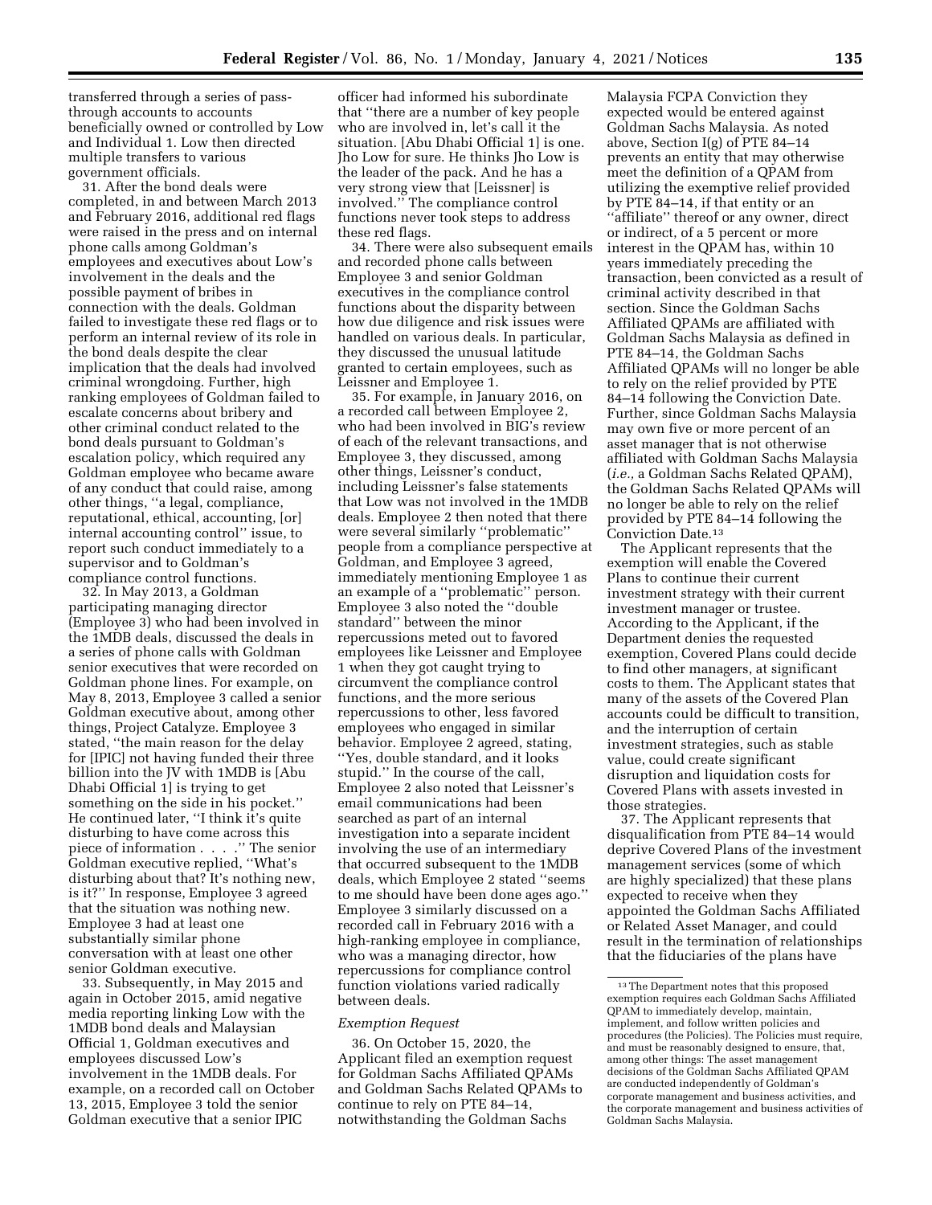transferred through a series of pass-through accounts to accounts beneficially owned or controlled by Low and Individual 1. Low then directed multiple transfers to various government officials.

31. After the bond deals were completed, in and between March 2013 and February 2016, additional red flags were raised in the press and on internal phone calls among Goldman's employees and executives about Low's involvement in the deals and the possible payment of bribes in connection with the deals. Goldman failed to investigate these red flags or to perform an internal review of its role in the bond deals despite the clear implication that the deals had involved criminal wrongdoing. Further, high ranking employees of Goldman failed to escalate concerns about bribery and other criminal conduct related to the bond deals pursuant to Goldman's escalation policy, which required any Goldman employee who became aware of any conduct that could raise, among other things, ''a legal, compliance, reputational, ethical, accounting, [or] internal accounting control'' issue, to report such conduct immediately to a supervisor and to Goldman's compliance control functions.

32. In May 2013, a Goldman participating managing director (Employee 3) who had been involved in the 1MDB deals, discussed the deals in a series of phone calls with Goldman senior executives that were recorded on Goldman phone lines. For example, on May 8, 2013, Employee 3 called a senior Goldman executive about, among other things, Project Catalyze. Employee 3 stated, ''the main reason for the delay for [IPIC] not having funded their three billion into the JV with 1MDB is [Abu Dhabi Official 1] is trying to get something on the side in his pocket.'' He continued later, ''I think it's quite disturbing to have come across this piece of information . . . .'' The senior Goldman executive replied, ''What's disturbing about that? It's nothing new, is it?'' In response, Employee 3 agreed that the situation was nothing new. Employee 3 had at least one substantially similar phone conversation with at least one other senior Goldman executive.

33. Subsequently, in May 2015 and again in October 2015, amid negative media reporting linking Low with the 1MDB bond deals and Malaysian Official 1, Goldman executives and employees discussed Low's involvement in the 1MDB deals. For example, on a recorded call on October 13, 2015, Employee 3 told the senior Goldman executive that a senior IPIC officer had informed his subordinate that ''there are a number of key people who are involved in, let's call it the situation. [Abu Dhabi Official 1] is one. Jho Low for sure. He thinks Jho Low is the leader of the pack. And he has a very strong view that [Leissner] is involved.'' The compliance control functions never took steps to address these red flags.

34. There were also subsequent emails and recorded phone calls between Employee 3 and senior Goldman executives in the compliance control functions about the disparity between how due diligence and risk issues were handled on various deals. In particular, they discussed the unusual latitude granted to certain employees, such as Leissner and Employee 1.

35. For example, in January 2016, on a recorded call between Employee 2, who had been involved in BIG's review of each of the relevant transactions, and Employee 3, they discussed, among other things, Leissner's conduct, including Leissner's false statements that Low was not involved in the 1MDB deals. Employee 2 then noted that there were several similarly ''problematic'' people from a compliance perspective at Goldman, and Employee 3 agreed, immediately mentioning Employee 1 as an example of a ''problematic'' person. Employee 3 also noted the ''double standard'' between the minor repercussions meted out to favored employees like Leissner and Employee 1 when they got caught trying to circumvent the compliance control functions, and the more serious repercussions to other, less favored employees who engaged in similar behavior. Employee 2 agreed, stating, ''Yes, double standard, and it looks stupid.'' In the course of the call, Employee 2 also noted that Leissner's email communications had been searched as part of an internal investigation into a separate incident involving the use of an intermediary that occurred subsequent to the 1MDB deals, which Employee 2 stated ''seems to me should have been done ages ago.'' Employee 3 similarly discussed on a recorded call in February 2016 with a high-ranking employee in compliance, who was a managing director, how repercussions for compliance control function violations varied radically between deals.

*Exemption Request*

36. On October 15, 2020, the Applicant filed an exemption request for Goldman Sachs Affiliated QPAMs and Goldman Sachs Related QPAMs to continue to rely on PTE 84–14, notwithstanding the Goldman Sachs Malaysia FCPA Conviction they expected would be entered against Goldman Sachs Malaysia. As noted above, Section I(g) of PTE 84–14 prevents an entity that may otherwise meet the definition of a QPAM from utilizing the exemptive relief provided by PTE 84–14, if that entity or an ''affiliate'' thereof or any owner, direct or indirect, of a 5 percent or more interest in the QPAM has, within 10 years immediately preceding the transaction, been convicted as a result of criminal activity described in that section. Since the Goldman Sachs Affiliated QPAMs are affiliated with Goldman Sachs Malaysia as defined in PTE 84–14, the Goldman Sachs Affiliated QPAMs will no longer be able to rely on the relief provided by PTE 84–14 following the Conviction Date. Further, since Goldman Sachs Malaysia may own five or more percent of an asset manager that is not otherwise affiliated with Goldman Sachs Malaysia (*i.e.,* a Goldman Sachs Related QPAM), the Goldman Sachs Related QPAMs will no longer be able to rely on the relief provided by PTE 84–14 following the Conviction Date.[13]

The Applicant represents that the exemption will enable the Covered Plans to continue their current investment strategy with their current investment manager or trustee. According to the Applicant, if the Department denies the requested exemption, Covered Plans could decide to find other managers, at significant costs to them. The Applicant states that many of the assets of the Covered Plan accounts could be difficult to transition, and the interruption of certain investment strategies, such as stable value, could create significant disruption and liquidation costs for Covered Plans with assets invested in those strategies.

37. The Applicant represents that disqualification from PTE 84–14 would deprive Covered Plans of the investment management services (some of which are highly specialized) that these plans expected to receive when they appointed the Goldman Sachs Affiliated or Related Asset Manager, and could result in the termination of relationships that the fiduciaries of the plans have

[13] The Department notes that this proposed exemption requires each Goldman Sachs Affiliated QPAM to immediately develop, maintain, implement, and follow written policies and procedures (the Policies). The Policies must require, and must be reasonably designed to ensure, that, among other things: The asset management decisions of the Goldman Sachs Affiliated QPAM are conducted independently of Goldman's corporate management and business activities, and the corporate management and business activities of Goldman Sachs Malaysia.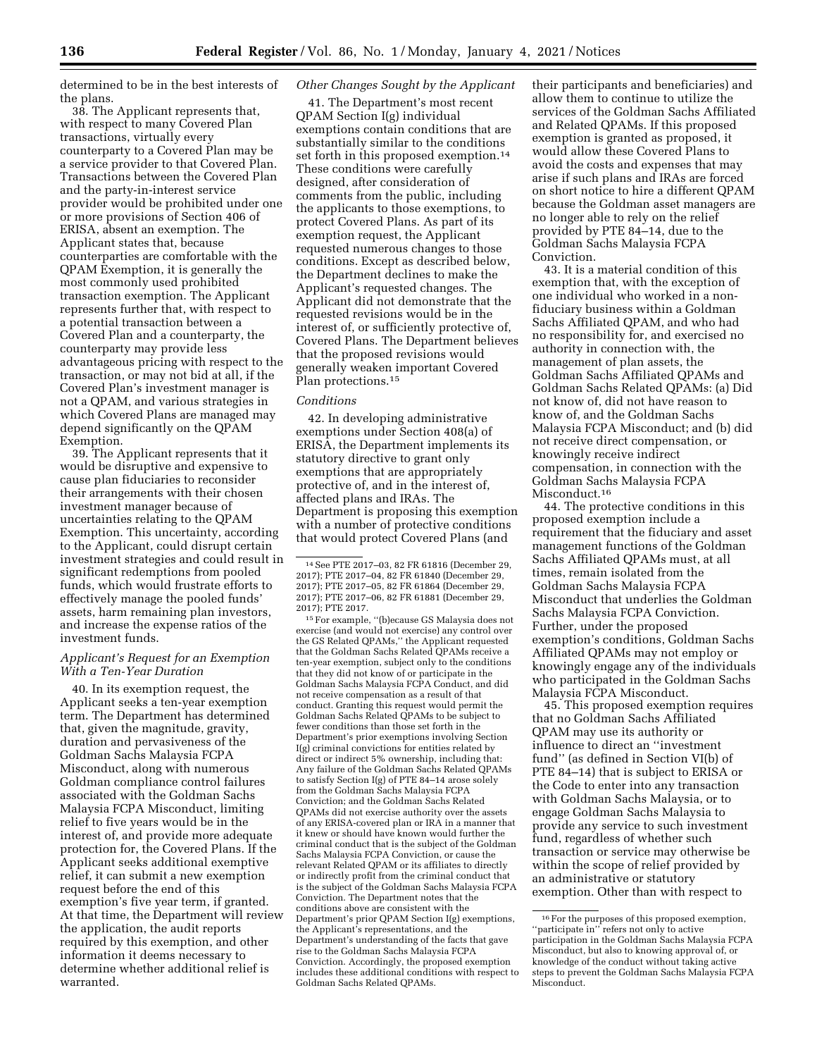determined to be in the best interests of the plans.

38. The Applicant represents that, with respect to many Covered Plan transactions, virtually every counterparty to a Covered Plan may be a service provider to that Covered Plan. Transactions between the Covered Plan and the party-in-interest service provider would be prohibited under one or more provisions of Section 406 of ERISA, absent an exemption. The Applicant states that, because counterparties are comfortable with the QPAM Exemption, it is generally the most commonly used prohibited transaction exemption. The Applicant represents further that, with respect to a potential transaction between a Covered Plan and a counterparty, the counterparty may provide less advantageous pricing with respect to the transaction, or may not bid at all, if the Covered Plan's investment manager is not a QPAM, and various strategies in which Covered Plans are managed may depend significantly on the QPAM Exemption.

39. The Applicant represents that it would be disruptive and expensive to cause plan fiduciaries to reconsider their arrangements with their chosen investment manager because of uncertainties relating to the QPAM Exemption. This uncertainty, according to the Applicant, could disrupt certain investment strategies and could result in significant redemptions from pooled funds, which would frustrate efforts to effectively manage the pooled funds' assets, harm remaining plan investors, and increase the expense ratios of the investment funds.

### *Applicant's Request for an Exemption With a Ten-Year Duration*

40. In its exemption request, the Applicant seeks a ten-year exemption term. The Department has determined that, given the magnitude, gravity, duration and pervasiveness of the Goldman Sachs Malaysia FCPA Misconduct, along with numerous Goldman compliance control failures associated with the Goldman Sachs Malaysia FCPA Misconduct, limiting relief to five years would be in the interest of, and provide more adequate protection for, the Covered Plans. If the Applicant seeks additional exemptive relief, it can submit a new exemption request before the end of this exemption's five year term, if granted. At that time, the Department will review the application, the audit reports required by this exemption, and other information it deems necessary to determine whether additional relief is warranted.

### *Other Changes Sought by the Applicant*

41. The Department's most recent QPAM Section I(g) individual exemptions contain conditions that are substantially similar to the conditions set forth in this proposed exemption.[14] These conditions were carefully designed, after consideration of comments from the public, including the applicants to those exemptions, to protect Covered Plans. As part of its exemption request, the Applicant requested numerous changes to those conditions. Except as described below, the Department declines to make the Applicant's requested changes. The Applicant did not demonstrate that the requested revisions would be in the interest of, or sufficiently protective of, Covered Plans. The Department believes that the proposed revisions would generally weaken important Covered Plan protections.[15]

### *Conditions*

42. In developing administrative exemptions under Section 408(a) of ERISA, the Department implements its statutory directive to grant only exemptions that are appropriately protective of, and in the interest of, affected plans and IRAs. The Department is proposing this exemption with a number of protective conditions that would protect Covered Plans (and their participants and beneficiaries) and allow them to continue to utilize the services of the Goldman Sachs Affiliated and Related QPAMs. If this proposed exemption is granted as proposed, it would allow these Covered Plans to avoid the costs and expenses that may arise if such plans and IRAs are forced on short notice to hire a different QPAM because the Goldman asset managers are no longer able to rely on the relief provided by PTE 84–14, due to the Goldman Sachs Malaysia FCPA Conviction.

43. It is a material condition of this exemption that, with the exception of one individual who worked in a non-fiduciary business within a Goldman Sachs Affiliated QPAM, and who had no responsibility for, and exercised no authority in connection with, the management of plan assets, the Goldman Sachs Affiliated QPAMs and Goldman Sachs Related QPAMs: (a) Did not know of, did not have reason to know of, and the Goldman Sachs Malaysia FCPA Misconduct; and (b) did not receive direct compensation, or knowingly receive indirect compensation, in connection with the Goldman Sachs Malaysia FCPA Misconduct.[16]

44. The protective conditions in this proposed exemption include a requirement that the fiduciary and asset management functions of the Goldman Sachs Affiliated QPAMs must, at all times, remain isolated from the Goldman Sachs Malaysia FCPA Misconduct that underlies the Goldman Sachs Malaysia FCPA Conviction. Further, under the proposed exemption's conditions, Goldman Sachs Affiliated QPAMs may not employ or knowingly engage any of the individuals who participated in the Goldman Sachs Malaysia FCPA Misconduct.

45. This proposed exemption requires that no Goldman Sachs Affiliated QPAM may use its authority or influence to direct an "investment fund" (as defined in Section VI(b) of PTE 84–14) that is subject to ERISA or the Code to enter into any transaction with Goldman Sachs Malaysia, or to engage Goldman Sachs Malaysia to provide any service to such investment fund, regardless of whether such transaction or service may otherwise be within the scope of relief provided by an administrative or statutory exemption. Other than with respect to

---

[14] See PTE 2017–03, 82 FR 61816 (December 29, 2017); PTE 2017–04, 82 FR 61840 (December 29, 2017); PTE 2017–05, 82 FR 61864 (December 29, 2017); PTE 2017–06, 82 FR 61881 (December 29, 2017); PTE 2017.

[15] For example, "(b)ecause GS Malaysia does not exercise (and would not exercise) any control over the GS Related QPAMs," the Applicant requested that the Goldman Sachs Related QPAMs receive a ten-year exemption, subject only to the conditions that they did not know of or participate in the Goldman Sachs Malaysia FCPA Conduct, and did not receive compensation as a result of that conduct. Granting this request would permit the Goldman Sachs Related QPAMs to be subject to fewer conditions than those set forth in the Department's prior exemptions involving Section I(g) criminal convictions for entities related by direct or indirect 5% ownership, including that: Any failure of the Goldman Sachs Related QPAMs to satisfy Section I(g) of PTE 84–14 arose solely from the Goldman Sachs Malaysia FCPA Conviction; and the Goldman Sachs Related QPAMs did not exercise authority over the assets of any ERISA-covered plan or IRA in a manner that it knew or should have known would further the criminal conduct that is the subject of the Goldman Sachs Malaysia FCPA Conviction, or cause the relevant Related QPAM or its affiliates to directly or indirectly profit from the criminal conduct that is the subject of the Goldman Sachs Malaysia FCPA Conviction. The Department notes that the conditions above are consistent with the Department's prior QPAM Section I(g) exemptions, the Applicant's representations, and the Department's understanding of the facts that gave rise to the Goldman Sachs Malaysia FCPA Conviction. Accordingly, the proposed exemption includes these additional conditions with respect to Goldman Sachs Related QPAMs.

[16] For the purposes of this proposed exemption, "participate in" refers not only to active participation in the Goldman Sachs Malaysia FCPA Misconduct, but also to knowing approval of, or knowledge of the conduct without taking active steps to prevent the Goldman Sachs Malaysia FCPA Misconduct.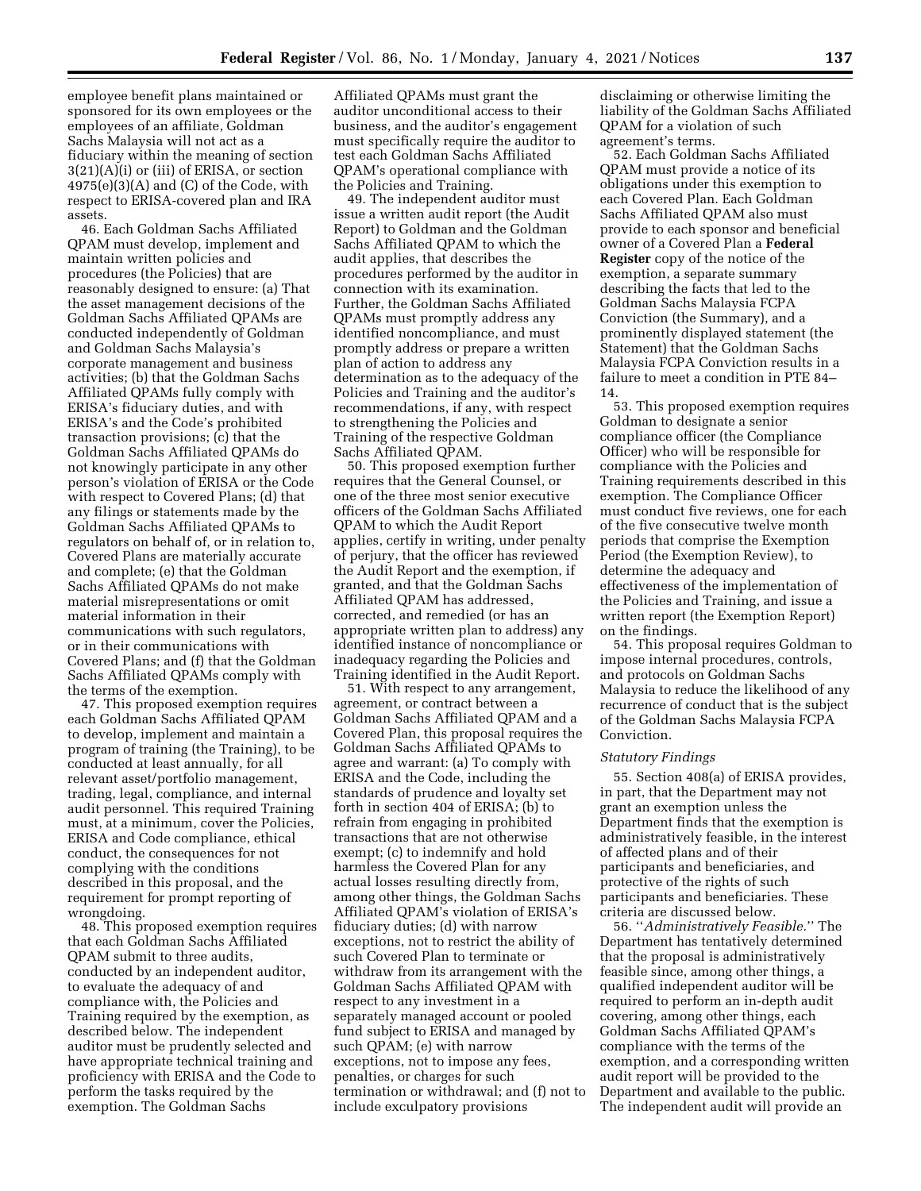employee benefit plans maintained or sponsored for its own employees or the employees of an affiliate, Goldman Sachs Malaysia will not act as a fiduciary within the meaning of section 3(21)(A)(i) or (iii) of ERISA, or section 4975(e)(3)(A) and (C) of the Code, with respect to ERISA-covered plan and IRA assets.

46. Each Goldman Sachs Affiliated QPAM must develop, implement and maintain written policies and procedures (the Policies) that are reasonably designed to ensure: (a) That the asset management decisions of the Goldman Sachs Affiliated QPAMs are conducted independently of Goldman and Goldman Sachs Malaysia's corporate management and business activities; (b) that the Goldman Sachs Affiliated QPAMs fully comply with ERISA's fiduciary duties, and with ERISA's and the Code's prohibited transaction provisions; (c) that the Goldman Sachs Affiliated QPAMs do not knowingly participate in any other person's violation of ERISA or the Code with respect to Covered Plans; (d) that any filings or statements made by the Goldman Sachs Affiliated QPAMs to regulators on behalf of, or in relation to, Covered Plans are materially accurate and complete; (e) that the Goldman Sachs Affiliated QPAMs do not make material misrepresentations or omit material information in their communications with such regulators, or in their communications with Covered Plans; and (f) that the Goldman Sachs Affiliated QPAMs comply with the terms of the exemption.

47. This proposed exemption requires each Goldman Sachs Affiliated QPAM to develop, implement and maintain a program of training (the Training), to be conducted at least annually, for all relevant asset/portfolio management, trading, legal, compliance, and internal audit personnel. This required Training must, at a minimum, cover the Policies, ERISA and Code compliance, ethical conduct, the consequences for not complying with the conditions described in this proposal, and the requirement for prompt reporting of wrongdoing.

48. This proposed exemption requires that each Goldman Sachs Affiliated QPAM submit to three audits, conducted by an independent auditor, to evaluate the adequacy of and compliance with, the Policies and Training required by the exemption, as described below. The independent auditor must be prudently selected and have appropriate technical training and proficiency with ERISA and the Code to perform the tasks required by the exemption. The Goldman Sachs Affiliated QPAMs must grant the auditor unconditional access to their business, and the auditor's engagement must specifically require the auditor to test each Goldman Sachs Affiliated QPAM's operational compliance with the Policies and Training.

49. The independent auditor must issue a written audit report (the Audit Report) to Goldman and the Goldman Sachs Affiliated QPAM to which the audit applies, that describes the procedures performed by the auditor in connection with its examination. Further, the Goldman Sachs Affiliated QPAMs must promptly address any identified noncompliance, and must promptly address or prepare a written plan of action to address any determination as to the adequacy of the Policies and Training and the auditor's recommendations, if any, with respect to strengthening the Policies and Training of the respective Goldman Sachs Affiliated QPAM.

50. This proposed exemption further requires that the General Counsel, or one of the three most senior executive officers of the Goldman Sachs Affiliated QPAM to which the Audit Report applies, certify in writing, under penalty of perjury, that the officer has reviewed the Audit Report and the exemption, if granted, and that the Goldman Sachs Affiliated QPAM has addressed, corrected, and remedied (or has an appropriate written plan to address) any identified instance of noncompliance or inadequacy regarding the Policies and Training identified in the Audit Report.

51. With respect to any arrangement, agreement, or contract between a Goldman Sachs Affiliated QPAM and a Covered Plan, this proposal requires the Goldman Sachs Affiliated QPAMs to agree and warrant: (a) To comply with ERISA and the Code, including the standards of prudence and loyalty set forth in section 404 of ERISA; (b) to refrain from engaging in prohibited transactions that are not otherwise exempt; (c) to indemnify and hold harmless the Covered Plan for any actual losses resulting directly from, among other things, the Goldman Sachs Affiliated QPAM's violation of ERISA's fiduciary duties; (d) with narrow exceptions, not to restrict the ability of such Covered Plan to terminate or withdraw from its arrangement with the Goldman Sachs Affiliated QPAM with respect to any investment in a separately managed account or pooled fund subject to ERISA and managed by such QPAM; (e) with narrow exceptions, not to impose any fees, penalties, or charges for such termination or withdrawal; and (f) not to include exculpatory provisions disclaiming or otherwise limiting the liability of the Goldman Sachs Affiliated QPAM for a violation of such agreement's terms.

52. Each Goldman Sachs Affiliated QPAM must provide a notice of its obligations under this exemption to each Covered Plan. Each Goldman Sachs Affiliated QPAM also must provide to each sponsor and beneficial owner of a Covered Plan a **Federal Register** copy of the notice of the exemption, a separate summary describing the facts that led to the Goldman Sachs Malaysia FCPA Conviction (the Summary), and a prominently displayed statement (the Statement) that the Goldman Sachs Malaysia FCPA Conviction results in a failure to meet a condition in PTE 84–14.

53. This proposed exemption requires Goldman to designate a senior compliance officer (the Compliance Officer) who will be responsible for compliance with the Policies and Training requirements described in this exemption. The Compliance Officer must conduct five reviews, one for each of the five consecutive twelve month periods that comprise the Exemption Period (the Exemption Review), to determine the adequacy and effectiveness of the implementation of the Policies and Training, and issue a written report (the Exemption Report) on the findings.

54. This proposal requires Goldman to impose internal procedures, controls, and protocols on Goldman Sachs Malaysia to reduce the likelihood of any recurrence of conduct that is the subject of the Goldman Sachs Malaysia FCPA Conviction.

*Statutory Findings*

55. Section 408(a) of ERISA provides, in part, that the Department may not grant an exemption unless the Department finds that the exemption is administratively feasible, in the interest of affected plans and of their participants and beneficiaries, and protective of the rights of such participants and beneficiaries. These criteria are discussed below.

56. ''*Administratively Feasible.*'' The Department has tentatively determined that the proposal is administratively feasible since, among other things, a qualified independent auditor will be required to perform an in-depth audit covering, among other things, each Goldman Sachs Affiliated QPAM's compliance with the terms of the exemption, and a corresponding written audit report will be provided to the Department and available to the public. The independent audit will provide an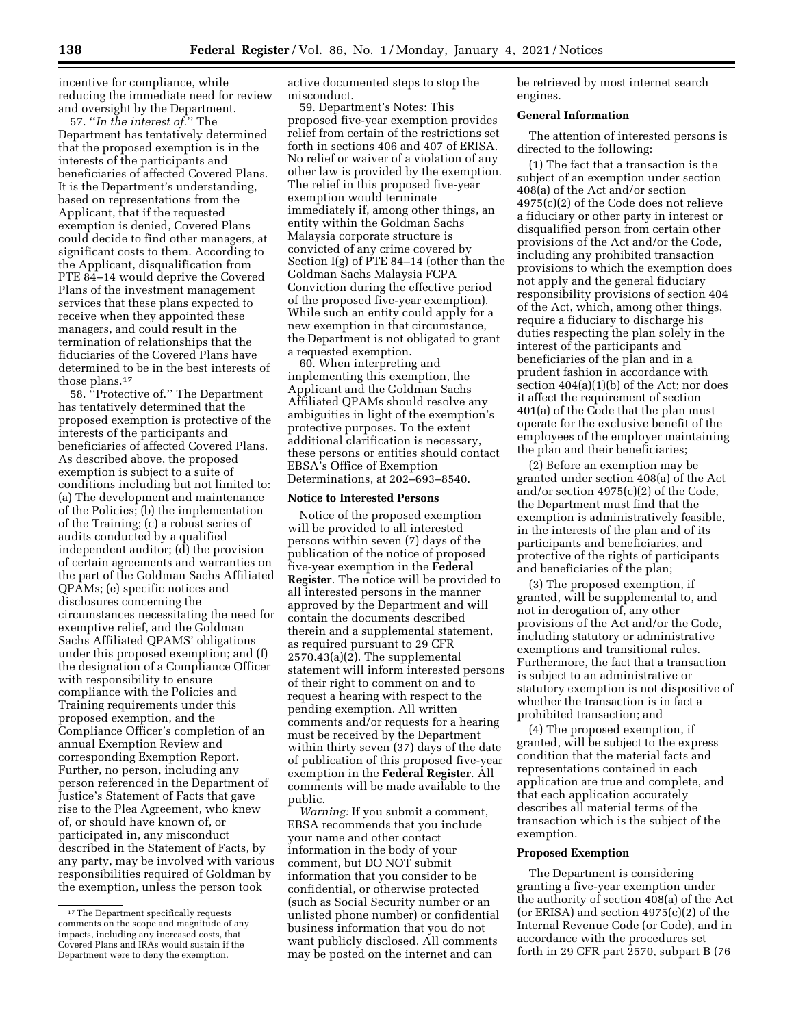incentive for compliance, while reducing the immediate need for review and oversight by the Department.

57. "*In the interest of.*" The Department has tentatively determined that the proposed exemption is in the interests of the participants and beneficiaries of affected Covered Plans. It is the Department's understanding, based on representations from the Applicant, that if the requested exemption is denied, Covered Plans could decide to find other managers, at significant costs to them. According to the Applicant, disqualification from PTE 84–14 would deprive the Covered Plans of the investment management services that these plans expected to receive when they appointed these managers, and could result in the termination of relationships that the fiduciaries of the Covered Plans have determined to be in the best interests of those plans.[17]

58. "Protective of." The Department has tentatively determined that the proposed exemption is protective of the interests of the participants and beneficiaries of affected Covered Plans. As described above, the proposed exemption is subject to a suite of conditions including but not limited to: (a) The development and maintenance of the Policies; (b) the implementation of the Training; (c) a robust series of audits conducted by a qualified independent auditor; (d) the provision of certain agreements and warranties on the part of the Goldman Sachs Affiliated QPAMs; (e) specific notices and disclosures concerning the circumstances necessitating the need for exemptive relief, and the Goldman Sachs Affiliated QPAMS' obligations under this proposed exemption; and (f) the designation of a Compliance Officer with responsibility to ensure compliance with the Policies and Training requirements under this proposed exemption, and the Compliance Officer's completion of an annual Exemption Review and corresponding Exemption Report. Further, no person, including any person referenced in the Department of Justice's Statement of Facts that gave rise to the Plea Agreement, who knew of, or should have known of, or participated in, any misconduct described in the Statement of Facts, by any party, may be involved with various responsibilities required of Goldman by the exemption, unless the person took active documented steps to stop the misconduct.

59. Department's Notes: This proposed five-year exemption provides relief from certain of the restrictions set forth in sections 406 and 407 of ERISA. No relief or waiver of a violation of any other law is provided by the exemption. The relief in this proposed five-year exemption would terminate immediately if, among other things, an entity within the Goldman Sachs Malaysia corporate structure is convicted of any crime covered by Section I(g) of PTE 84–14 (other than the Goldman Sachs Malaysia FCPA Conviction during the effective period of the proposed five-year exemption). While such an entity could apply for a new exemption in that circumstance, the Department is not obligated to grant a requested exemption.

60. When interpreting and implementing this exemption, the Applicant and the Goldman Sachs Affiliated QPAMs should resolve any ambiguities in light of the exemption's protective purposes. To the extent additional clarification is necessary, these persons or entities should contact EBSA's Office of Exemption Determinations, at 202–693–8540.

**Notice to Interested Persons**

Notice of the proposed exemption will be provided to all interested persons within seven (7) days of the publication of the notice of proposed five-year exemption in the **Federal Register**. The notice will be provided to all interested persons in the manner approved by the Department and will contain the documents described therein and a supplemental statement, as required pursuant to 29 CFR 2570.43(a)(2). The supplemental statement will inform interested persons of their right to comment on and to request a hearing with respect to the pending exemption. All written comments and/or requests for a hearing must be received by the Department within thirty seven (37) days of the date of publication of this proposed five-year exemption in the **Federal Register**. All comments will be made available to the public.

*Warning:* If you submit a comment, EBSA recommends that you include your name and other contact information in the body of your comment, but DO NOT submit information that you consider to be confidential, or otherwise protected (such as Social Security number or an unlisted phone number) or confidential business information that you do not want publicly disclosed. All comments may be posted on the internet and can be retrieved by most internet search engines.

**General Information**

The attention of interested persons is directed to the following:

(1) The fact that a transaction is the subject of an exemption under section 408(a) of the Act and/or section 4975(c)(2) of the Code does not relieve a fiduciary or other party in interest or disqualified person from certain other provisions of the Act and/or the Code, including any prohibited transaction provisions to which the exemption does not apply and the general fiduciary responsibility provisions of section 404 of the Act, which, among other things, require a fiduciary to discharge his duties respecting the plan solely in the interest of the participants and beneficiaries of the plan and in a prudent fashion in accordance with section 404(a)(1)(b) of the Act; nor does it affect the requirement of section 401(a) of the Code that the plan must operate for the exclusive benefit of the employees of the employer maintaining the plan and their beneficiaries;

(2) Before an exemption may be granted under section 408(a) of the Act and/or section 4975(c)(2) of the Code, the Department must find that the exemption is administratively feasible, in the interests of the plan and of its participants and beneficiaries, and protective of the rights of participants and beneficiaries of the plan;

(3) The proposed exemption, if granted, will be supplemental to, and not in derogation of, any other provisions of the Act and/or the Code, including statutory or administrative exemptions and transitional rules. Furthermore, the fact that a transaction is subject to an administrative or statutory exemption is not dispositive of whether the transaction is in fact a prohibited transaction; and

(4) The proposed exemption, if granted, will be subject to the express condition that the material facts and representations contained in each application are true and complete, and that each application accurately describes all material terms of the transaction which is the subject of the exemption.

**Proposed Exemption**

The Department is considering granting a five-year exemption under the authority of section 408(a) of the Act (or ERISA) and section 4975(c)(2) of the Internal Revenue Code (or Code), and in accordance with the procedures set forth in 29 CFR part 2570, subpart B (76

[17] The Department specifically requests comments on the scope and magnitude of any impacts, including any increased costs, that Covered Plans and IRAs would sustain if the Department were to deny the exemption.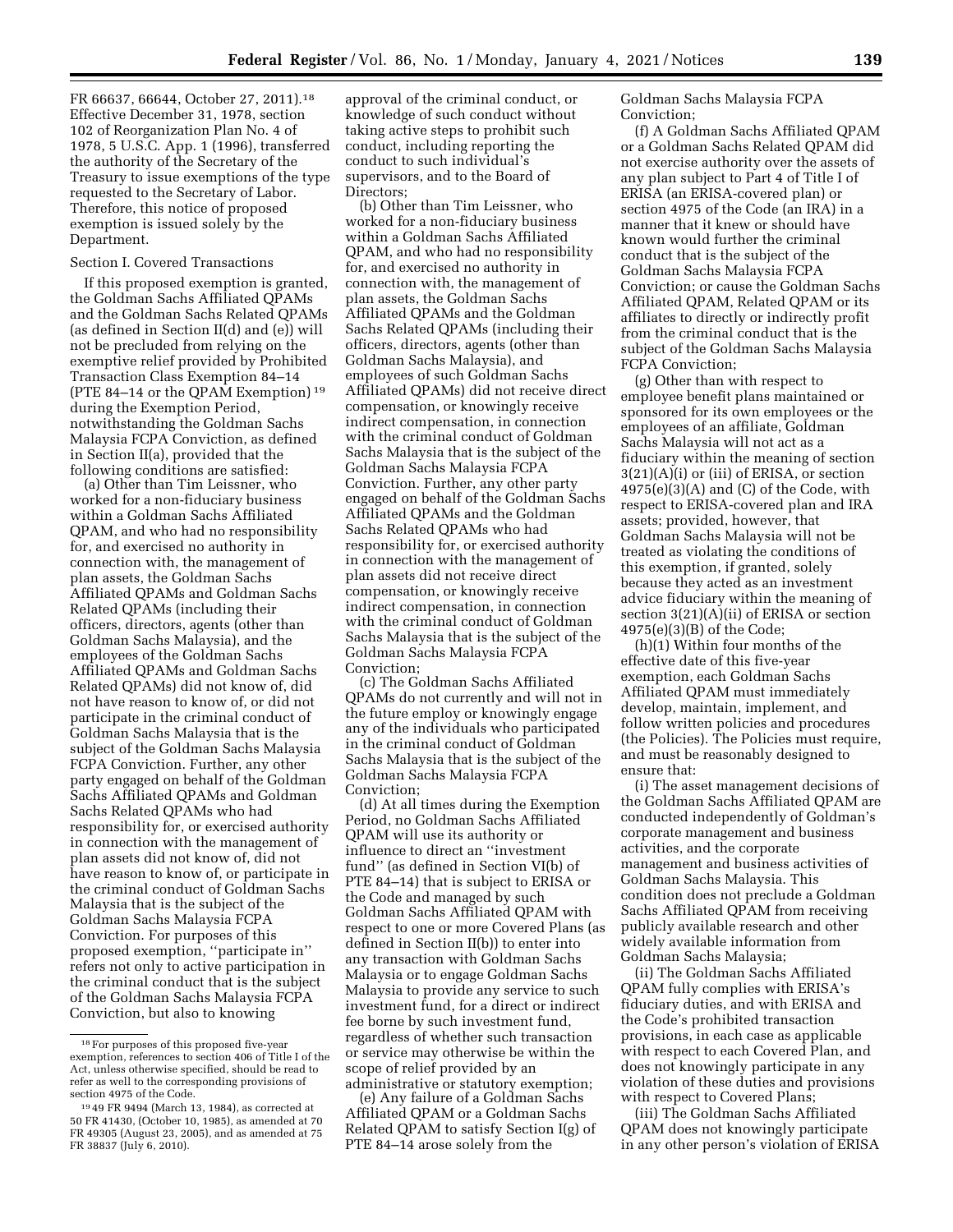FR 66637, 66644, October 27, 2011).[18] Effective December 31, 1978, section 102 of Reorganization Plan No. 4 of 1978, 5 U.S.C. App. 1 (1996), transferred the authority of the Secretary of the Treasury to issue exemptions of the type requested to the Secretary of Labor. Therefore, this notice of proposed exemption is issued solely by the Department.

Section I. Covered Transactions

If this proposed exemption is granted, the Goldman Sachs Affiliated QPAMs and the Goldman Sachs Related QPAMs (as defined in Section II(d) and (e)) will not be precluded from relying on the exemptive relief provided by Prohibited Transaction Class Exemption 84–14 (PTE 84–14 or the QPAM Exemption)[19] during the Exemption Period, notwithstanding the Goldman Sachs Malaysia FCPA Conviction, as defined in Section II(a), provided that the following conditions are satisfied:

(a) Other than Tim Leissner, who worked for a non-fiduciary business within a Goldman Sachs Affiliated QPAM, and who had no responsibility for, and exercised no authority in connection with, the management of plan assets, the Goldman Sachs Affiliated QPAMs and Goldman Sachs Related QPAMs (including their officers, directors, agents (other than Goldman Sachs Malaysia), and the employees of the Goldman Sachs Affiliated QPAMs and Goldman Sachs Related QPAMs) did not know of, did not have reason to know of, or did not participate in the criminal conduct of Goldman Sachs Malaysia that is the subject of the Goldman Sachs Malaysia FCPA Conviction. Further, any other party engaged on behalf of the Goldman Sachs Affiliated QPAMs and Goldman Sachs Related QPAMs who had responsibility for, or exercised authority in connection with the management of plan assets did not know of, did not have reason to know of, or participate in the criminal conduct of Goldman Sachs Malaysia that is the subject of the Goldman Sachs Malaysia FCPA Conviction. For purposes of this proposed exemption, ''participate in'' refers not only to active participation in the criminal conduct that is the subject of the Goldman Sachs Malaysia FCPA Conviction, but also to knowing approval of the criminal conduct, or knowledge of such conduct without taking active steps to prohibit such conduct, including reporting the conduct to such individual's supervisors, and to the Board of Directors;

(b) Other than Tim Leissner, who worked for a non-fiduciary business within a Goldman Sachs Affiliated QPAM, and who had no responsibility for, and exercised no authority in connection with, the management of plan assets, the Goldman Sachs Affiliated QPAMs and the Goldman Sachs Related QPAMs (including their officers, directors, agents (other than Goldman Sachs Malaysia), and employees of such Goldman Sachs Affiliated QPAMs) did not receive direct compensation, or knowingly receive indirect compensation, in connection with the criminal conduct of Goldman Sachs Malaysia that is the subject of the Goldman Sachs Malaysia FCPA Conviction. Further, any other party engaged on behalf of the Goldman Sachs Affiliated QPAMs and the Goldman Sachs Related QPAMs who had responsibility for, or exercised authority in connection with the management of plan assets did not receive direct compensation, or knowingly receive indirect compensation, in connection with the criminal conduct of Goldman Sachs Malaysia that is the subject of the Goldman Sachs Malaysia FCPA Conviction;

(c) The Goldman Sachs Affiliated QPAMs do not currently and will not in the future employ or knowingly engage any of the individuals who participated in the criminal conduct of Goldman Sachs Malaysia that is the subject of the Goldman Sachs Malaysia FCPA Conviction;

(d) At all times during the Exemption Period, no Goldman Sachs Affiliated QPAM will use its authority or influence to direct an ''investment fund'' (as defined in Section VI(b) of PTE 84–14) that is subject to ERISA or the Code and managed by such Goldman Sachs Affiliated QPAM with respect to one or more Covered Plans (as defined in Section II(b)) to enter into any transaction with Goldman Sachs Malaysia or to engage Goldman Sachs Malaysia to provide any service to such investment fund, for a direct or indirect fee borne by such investment fund, regardless of whether such transaction or service may otherwise be within the scope of relief provided by an administrative or statutory exemption;

(e) Any failure of a Goldman Sachs Affiliated QPAM or a Goldman Sachs Related QPAM to satisfy Section I(g) of PTE 84–14 arose solely from the Goldman Sachs Malaysia FCPA Conviction;

(f) A Goldman Sachs Affiliated QPAM or a Goldman Sachs Related QPAM did not exercise authority over the assets of any plan subject to Part 4 of Title I of ERISA (an ERISA-covered plan) or section 4975 of the Code (an IRA) in a manner that it knew or should have known would further the criminal conduct that is the subject of the Goldman Sachs Malaysia FCPA Conviction; or cause the Goldman Sachs Affiliated QPAM, Related QPAM or its affiliates to directly or indirectly profit from the criminal conduct that is the subject of the Goldman Sachs Malaysia FCPA Conviction;

(g) Other than with respect to employee benefit plans maintained or sponsored for its own employees or the employees of an affiliate, Goldman Sachs Malaysia will not act as a fiduciary within the meaning of section 3(21)(A)(i) or (iii) of ERISA, or section 4975(e)(3)(A) and (C) of the Code, with respect to ERISA-covered plan and IRA assets; provided, however, that Goldman Sachs Malaysia will not be treated as violating the conditions of this exemption, if granted, solely because they acted as an investment advice fiduciary within the meaning of section 3(21)(A)(ii) of ERISA or section 4975(e)(3)(B) of the Code;

(h)(1) Within four months of the effective date of this five-year exemption, each Goldman Sachs Affiliated QPAM must immediately develop, maintain, implement, and follow written policies and procedures (the Policies). The Policies must require, and must be reasonably designed to ensure that:

(i) The asset management decisions of the Goldman Sachs Affiliated QPAM are conducted independently of Goldman's corporate management and business activities, and the corporate management and business activities of Goldman Sachs Malaysia. This condition does not preclude a Goldman Sachs Affiliated QPAM from receiving publicly available research and other widely available information from Goldman Sachs Malaysia;

(ii) The Goldman Sachs Affiliated QPAM fully complies with ERISA's fiduciary duties, and with ERISA and the Code's prohibited transaction provisions, in each case as applicable with respect to each Covered Plan, and does not knowingly participate in any violation of these duties and provisions with respect to Covered Plans;

(iii) The Goldman Sachs Affiliated QPAM does not knowingly participate in any other person's violation of ERISA

[18] For purposes of this proposed five-year exemption, references to section 406 of Title I of the Act, unless otherwise specified, should be read to refer as well to the corresponding provisions of section 4975 of the Code.

[19] 49 FR 9494 (March 13, 1984), as corrected at 50 FR 41430, (October 10, 1985), as amended at 70 FR 49305 (August 23, 2005), and as amended at 75 FR 38837 (July 6, 2010).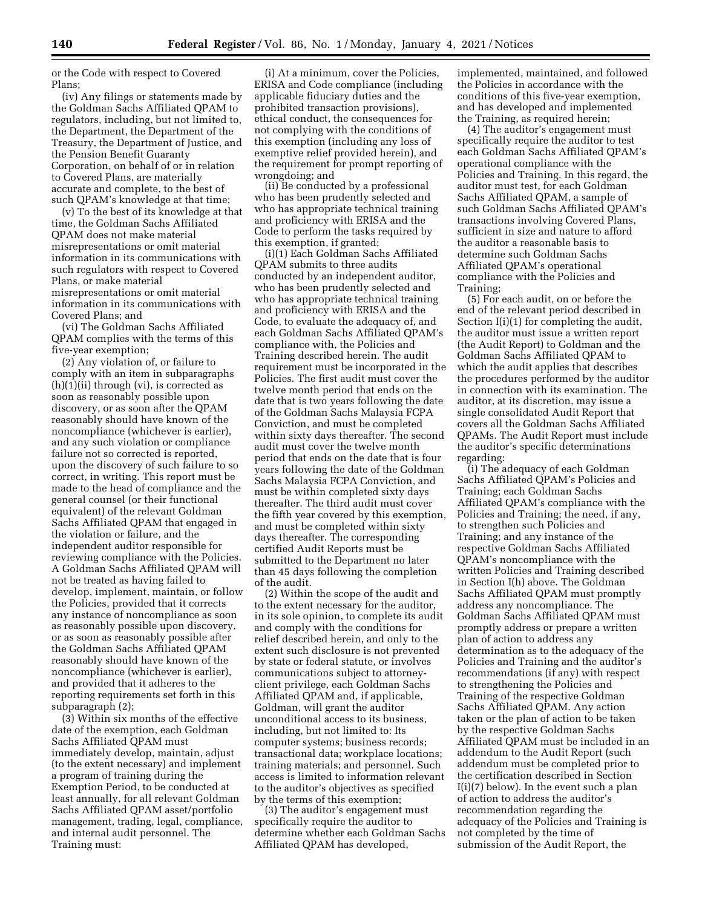or the Code with respect to Covered Plans;

(iv) Any filings or statements made by the Goldman Sachs Affiliated QPAM to regulators, including, but not limited to, the Department, the Department of the Treasury, the Department of Justice, and the Pension Benefit Guaranty Corporation, on behalf of or in relation to Covered Plans, are materially accurate and complete, to the best of such QPAM's knowledge at that time;

(v) To the best of its knowledge at that time, the Goldman Sachs Affiliated QPAM does not make material misrepresentations or omit material information in its communications with such regulators with respect to Covered Plans, or make material misrepresentations or omit material information in its communications with Covered Plans; and

(vi) The Goldman Sachs Affiliated QPAM complies with the terms of this five-year exemption;

(2) Any violation of, or failure to comply with an item in subparagraphs (h)(1)(ii) through (vi), is corrected as soon as reasonably possible upon discovery, or as soon after the QPAM reasonably should have known of the noncompliance (whichever is earlier), and any such violation or compliance failure not so corrected is reported, upon the discovery of such failure to so correct, in writing. This report must be made to the head of compliance and the general counsel (or their functional equivalent) of the relevant Goldman Sachs Affiliated QPAM that engaged in the violation or failure, and the independent auditor responsible for reviewing compliance with the Policies. A Goldman Sachs Affiliated QPAM will not be treated as having failed to develop, implement, maintain, or follow the Policies, provided that it corrects any instance of noncompliance as soon as reasonably possible upon discovery, or as soon as reasonably possible after the Goldman Sachs Affiliated QPAM reasonably should have known of the noncompliance (whichever is earlier), and provided that it adheres to the reporting requirements set forth in this subparagraph (2);

(3) Within six months of the effective date of the exemption, each Goldman Sachs Affiliated QPAM must immediately develop, maintain, adjust (to the extent necessary) and implement a program of training during the Exemption Period, to be conducted at least annually, for all relevant Goldman Sachs Affiliated QPAM asset/portfolio management, trading, legal, compliance, and internal audit personnel. The Training must:

(i) At a minimum, cover the Policies, ERISA and Code compliance (including applicable fiduciary duties and the prohibited transaction provisions), ethical conduct, the consequences for not complying with the conditions of this exemption (including any loss of exemptive relief provided herein), and the requirement for prompt reporting of wrongdoing; and

(ii) Be conducted by a professional who has been prudently selected and who has appropriate technical training and proficiency with ERISA and the Code to perform the tasks required by this exemption, if granted;

(i)(1) Each Goldman Sachs Affiliated QPAM submits to three audits conducted by an independent auditor, who has been prudently selected and who has appropriate technical training and proficiency with ERISA and the Code, to evaluate the adequacy of, and each Goldman Sachs Affiliated QPAM's compliance with, the Policies and Training described herein. The audit requirement must be incorporated in the Policies. The first audit must cover the twelve month period that ends on the date that is two years following the date of the Goldman Sachs Malaysia FCPA Conviction, and must be completed within sixty days thereafter. The second audit must cover the twelve month period that ends on the date that is four years following the date of the Goldman Sachs Malaysia FCPA Conviction, and must be within completed sixty days thereafter. The third audit must cover the fifth year covered by this exemption, and must be completed within sixty days thereafter. The corresponding certified Audit Reports must be submitted to the Department no later than 45 days following the completion of the audit.

(2) Within the scope of the audit and to the extent necessary for the auditor, in its sole opinion, to complete its audit and comply with the conditions for relief described herein, and only to the extent such disclosure is not prevented by state or federal statute, or involves communications subject to attorney-client privilege, each Goldman Sachs Affiliated QPAM and, if applicable, Goldman, will grant the auditor unconditional access to its business, including, but not limited to: Its computer systems; business records; transactional data; workplace locations; training materials; and personnel. Such access is limited to information relevant to the auditor's objectives as specified by the terms of this exemption;

(3) The auditor's engagement must specifically require the auditor to determine whether each Goldman Sachs Affiliated QPAM has developed, implemented, maintained, and followed the Policies in accordance with the conditions of this five-year exemption, and has developed and implemented the Training, as required herein;

(4) The auditor's engagement must specifically require the auditor to test each Goldman Sachs Affiliated QPAM's operational compliance with the Policies and Training. In this regard, the auditor must test, for each Goldman Sachs Affiliated QPAM, a sample of such Goldman Sachs Affiliated QPAM's transactions involving Covered Plans, sufficient in size and nature to afford the auditor a reasonable basis to determine such Goldman Sachs Affiliated QPAM's operational compliance with the Policies and Training;

(5) For each audit, on or before the end of the relevant period described in Section I(i)(1) for completing the audit, the auditor must issue a written report (the Audit Report) to Goldman and the Goldman Sachs Affiliated QPAM to which the audit applies that describes the procedures performed by the auditor in connection with its examination. The auditor, at its discretion, may issue a single consolidated Audit Report that covers all the Goldman Sachs Affiliated QPAMs. The Audit Report must include the auditor's specific determinations regarding:

(i) The adequacy of each Goldman Sachs Affiliated QPAM's Policies and Training; each Goldman Sachs Affiliated QPAM's compliance with the Policies and Training; the need, if any, to strengthen such Policies and Training; and any instance of the respective Goldman Sachs Affiliated QPAM's noncompliance with the written Policies and Training described in Section I(h) above. The Goldman Sachs Affiliated QPAM must promptly address any noncompliance. The Goldman Sachs Affiliated QPAM must promptly address or prepare a written plan of action to address any determination as to the adequacy of the Policies and Training and the auditor's recommendations (if any) with respect to strengthening the Policies and Training of the respective Goldman Sachs Affiliated QPAM. Any action taken or the plan of action to be taken by the respective Goldman Sachs Affiliated QPAM must be included in an addendum to the Audit Report (such addendum must be completed prior to the certification described in Section I(i)(7) below). In the event such a plan of action to address the auditor's recommendation regarding the adequacy of the Policies and Training is not completed by the time of submission of the Audit Report, the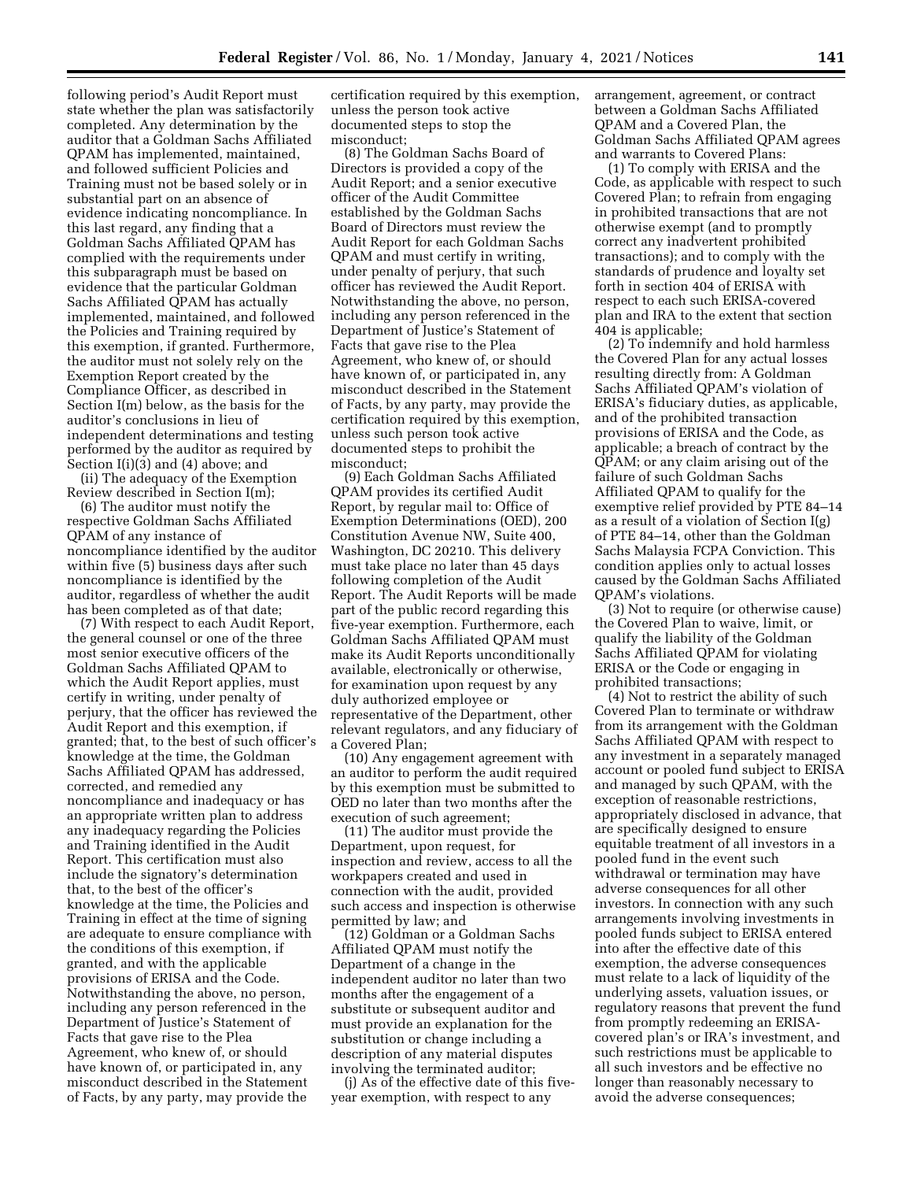following period's Audit Report must state whether the plan was satisfactorily completed. Any determination by the auditor that a Goldman Sachs Affiliated QPAM has implemented, maintained, and followed sufficient Policies and Training must not be based solely or in substantial part on an absence of evidence indicating noncompliance. In this last regard, any finding that a Goldman Sachs Affiliated QPAM has complied with the requirements under this subparagraph must be based on evidence that the particular Goldman Sachs Affiliated QPAM has actually implemented, maintained, and followed the Policies and Training required by this exemption, if granted. Furthermore, the auditor must not solely rely on the Exemption Report created by the Compliance Officer, as described in Section I(m) below, as the basis for the auditor's conclusions in lieu of independent determinations and testing performed by the auditor as required by Section I(i)(3) and (4) above; and

(ii) The adequacy of the Exemption Review described in Section I(m);

(6) The auditor must notify the respective Goldman Sachs Affiliated QPAM of any instance of noncompliance identified by the auditor within five (5) business days after such noncompliance is identified by the auditor, regardless of whether the audit has been completed as of that date;

(7) With respect to each Audit Report, the general counsel or one of the three most senior executive officers of the Goldman Sachs Affiliated QPAM to which the Audit Report applies, must certify in writing, under penalty of perjury, that the officer has reviewed the Audit Report and this exemption, if granted; that, to the best of such officer's knowledge at the time, the Goldman Sachs Affiliated QPAM has addressed, corrected, and remedied any noncompliance and inadequacy or has an appropriate written plan to address any inadequacy regarding the Policies and Training identified in the Audit Report. This certification must also include the signatory's determination that, to the best of the officer's knowledge at the time, the Policies and Training in effect at the time of signing are adequate to ensure compliance with the conditions of this exemption, if granted, and with the applicable provisions of ERISA and the Code. Notwithstanding the above, no person, including any person referenced in the Department of Justice's Statement of Facts that gave rise to the Plea Agreement, who knew of, or should have known of, or participated in, any misconduct described in the Statement of Facts, by any party, may provide the certification required by this exemption, unless the person took active documented steps to stop the misconduct;

(8) The Goldman Sachs Board of Directors is provided a copy of the Audit Report; and a senior executive officer of the Audit Committee established by the Goldman Sachs Board of Directors must review the Audit Report for each Goldman Sachs QPAM and must certify in writing, under penalty of perjury, that such officer has reviewed the Audit Report. Notwithstanding the above, no person, including any person referenced in the Department of Justice's Statement of Facts that gave rise to the Plea Agreement, who knew of, or should have known of, or participated in, any misconduct described in the Statement of Facts, by any party, may provide the certification required by this exemption, unless such person took active documented steps to prohibit the misconduct;

(9) Each Goldman Sachs Affiliated QPAM provides its certified Audit Report, by regular mail to: Office of Exemption Determinations (OED), 200 Constitution Avenue NW, Suite 400, Washington, DC 20210. This delivery must take place no later than 45 days following completion of the Audit Report. The Audit Reports will be made part of the public record regarding this five-year exemption. Furthermore, each Goldman Sachs Affiliated QPAM must make its Audit Reports unconditionally available, electronically or otherwise, for examination upon request by any duly authorized employee or representative of the Department, other relevant regulators, and any fiduciary of a Covered Plan;

(10) Any engagement agreement with an auditor to perform the audit required by this exemption must be submitted to OED no later than two months after the execution of such agreement;

(11) The auditor must provide the Department, upon request, for inspection and review, access to all the workpapers created and used in connection with the audit, provided such access and inspection is otherwise permitted by law; and

(12) Goldman Sachs or a Goldman Sachs Affiliated QPAM must notify the Department of a change in the independent auditor no later than two months after the engagement of a substitute or subsequent auditor and must provide an explanation for the substitution or change including a description of any material disputes involving the terminated auditor;

(j) As of the effective date of this five-year exemption, with respect to any arrangement, agreement, or contract between a Goldman Sachs Affiliated QPAM and a Covered Plan, the Goldman Sachs Affiliated QPAM agrees and warrants to Covered Plans:

(1) To comply with ERISA and the Code, as applicable with respect to such Covered Plan; to refrain from engaging in prohibited transactions that are not otherwise exempt (and to promptly correct any inadvertent prohibited transactions); and to comply with the standards of prudence and loyalty set forth in section 404 of ERISA with respect to each such ERISA-covered plan and IRA to the extent that section 404 is applicable;

(2) To indemnify and hold harmless the Covered Plan for any actual losses resulting directly from: A Goldman Sachs Affiliated QPAM's violation of ERISA's fiduciary duties, as applicable, and of the prohibited transaction provisions of ERISA and the Code, as applicable; a breach of contract by the QPAM; or any claim arising out of the failure of such Goldman Sachs Affiliated QPAM to qualify for the exemptive relief provided by PTE 84–14 as a result of a violation of Section I(g) of PTE 84–14, other than the Goldman Sachs Malaysia FCPA Conviction. This condition applies only to actual losses caused by the Goldman Sachs Affiliated QPAM's violations.

(3) Not to require (or otherwise cause) the Covered Plan to waive, limit, or qualify the liability of the Goldman Sachs Affiliated QPAM for violating ERISA or the Code or engaging in prohibited transactions;

(4) Not to restrict the ability of such Covered Plan to terminate or withdraw from its arrangement with the Goldman Sachs Affiliated QPAM with respect to any investment in a separately managed account or pooled fund subject to ERISA and managed by such QPAM, with the exception of reasonable restrictions, appropriately disclosed in advance, that are specifically designed to ensure equitable treatment of all investors in a pooled fund in the event such withdrawal or termination may have adverse consequences for all other investors. In connection with any such arrangements involving investments in pooled funds subject to ERISA entered into after the effective date of this exemption, the adverse consequences must relate to a lack of liquidity of the underlying assets, valuation issues, or regulatory reasons that prevent the fund from promptly redeeming an ERISA-covered plan's or IRA's investment, and such restrictions must be applicable to all such investors and be effective no longer than reasonably necessary to avoid the adverse consequences;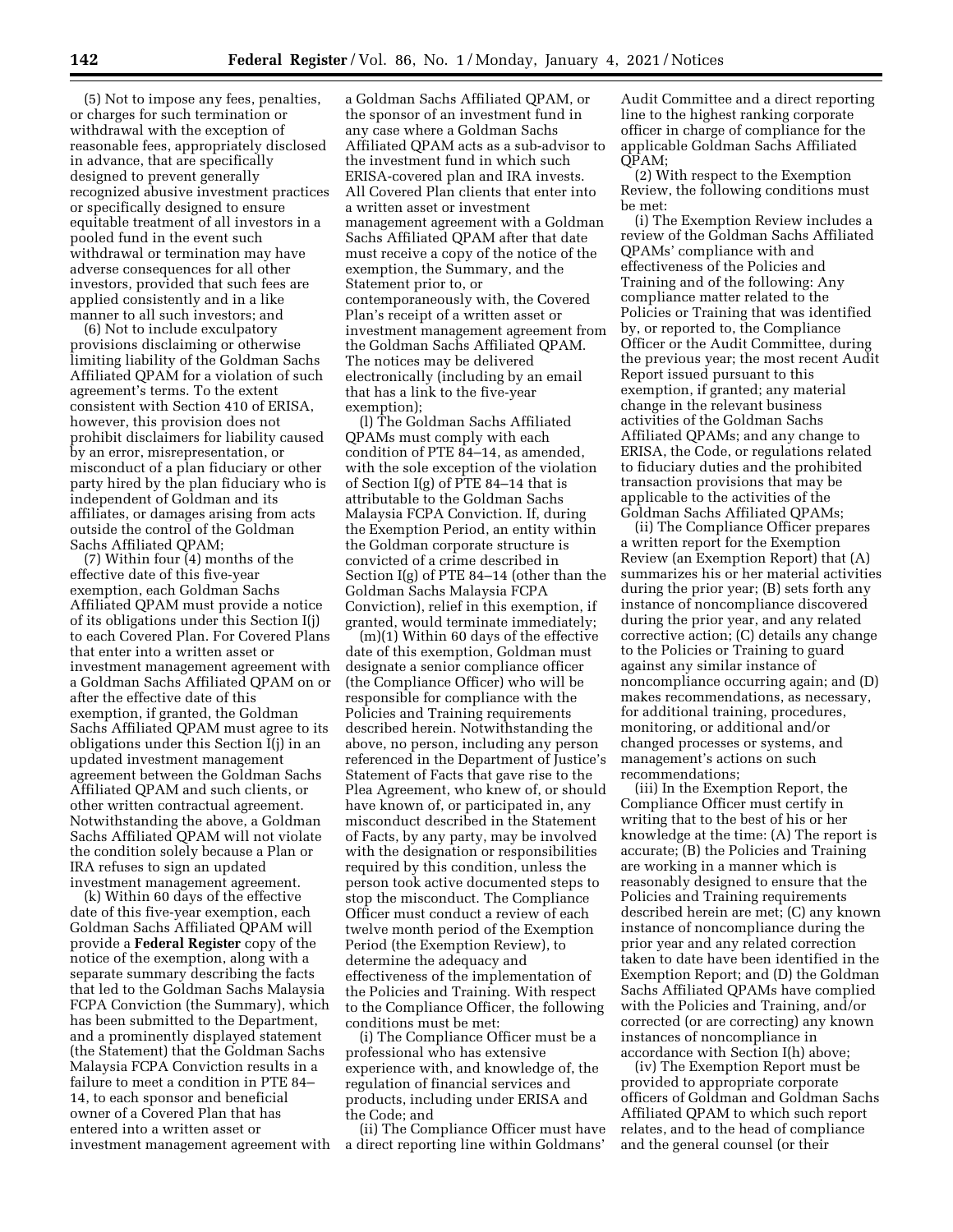(5) Not to impose any fees, penalties, or charges for such termination or withdrawal with the exception of reasonable fees, appropriately disclosed in advance, that are specifically designed to prevent generally recognized abusive investment practices or specifically designed to ensure equitable treatment of all investors in a pooled fund in the event such withdrawal or termination may have adverse consequences for all other investors, provided that such fees are applied consistently and in a like manner to all such investors; and

(6) Not to include exculpatory provisions disclaiming or otherwise limiting liability of the Goldman Sachs Affiliated QPAM for a violation of such agreement's terms. To the extent consistent with Section 410 of ERISA, however, this provision does not prohibit disclaimers for liability caused by an error, misrepresentation, or misconduct of a plan fiduciary or other party hired by the plan fiduciary who is independent of Goldman and its affiliates, or damages arising from acts outside the control of the Goldman Sachs Affiliated QPAM;

(7) Within four (4) months of the effective date of this five-year exemption, each Goldman Sachs Affiliated QPAM must provide a notice of its obligations under this Section I(j) to each Covered Plan. For Covered Plans that enter into a written asset or investment management agreement with a Goldman Sachs Affiliated QPAM on or after the effective date of this exemption, if granted, the Goldman Sachs Affiliated QPAM must agree to its obligations under this Section I(j) in an updated investment management agreement between the Goldman Sachs Affiliated QPAM and such clients, or other written contractual agreement. Notwithstanding the above, a Goldman Sachs Affiliated QPAM will not violate the condition solely because a Plan or IRA refuses to sign an updated investment management agreement.

(k) Within 60 days of the effective date of this five-year exemption, each Goldman Sachs Affiliated QPAM will provide a **Federal Register** copy of the notice of the exemption, along with a separate summary describing the facts that led to the Goldman Sachs Malaysia FCPA Conviction (the Summary), which has been submitted to the Department, and a prominently displayed statement (the Statement) that the Goldman Sachs Malaysia FCPA Conviction results in a failure to meet a condition in PTE 84–14, to each sponsor and beneficial owner of a Covered Plan that has entered into a written asset or investment management agreement with a Goldman Sachs Affiliated QPAM, or the sponsor of an investment fund in any case where a Goldman Sachs Affiliated QPAM acts as a sub-advisor to the investment fund in which such ERISA-covered plan and IRA invests. All Covered Plan clients that enter into a written asset or investment management agreement with a Goldman Sachs Affiliated QPAM after that date must receive a copy of the notice of the exemption, the Summary, and the Statement prior to, or contemporaneously with, the Covered Plan's receipt of a written asset or investment management agreement from the Goldman Sachs Affiliated QPAM. The notices may be delivered electronically (including by an email that has a link to the five-year exemption);

(l) The Goldman Sachs Affiliated QPAMs must comply with each condition of PTE 84–14, as amended, with the sole exception of the violation of Section I(g) of PTE 84–14 that is attributable to the Goldman Sachs Malaysia FCPA Conviction. If, during the Exemption Period, an entity within the Goldman corporate structure is convicted of a crime described in Section I(g) of PTE 84–14 (other than the Goldman Sachs Malaysia FCPA Conviction), relief in this exemption, if granted, would terminate immediately;

(m)(1) Within 60 days of the effective date of this exemption, Goldman must designate a senior compliance officer (the Compliance Officer) who will be responsible for compliance with the Policies and Training requirements described herein. Notwithstanding the above, no person, including any person referenced in the Department of Justice's Statement of Facts that gave rise to the Plea Agreement, who knew of, or should have known of, or participated in, any misconduct described in the Statement of Facts, by any party, may be involved with the designation or responsibilities required by this condition, unless the person took active documented steps to stop the misconduct. The Compliance Officer must conduct a review of each twelve month period of the Exemption Period (the Exemption Review), to determine the adequacy and effectiveness of the implementation of the Policies and Training. With respect to the Compliance Officer, the following conditions must be met:

(i) The Compliance Officer must be a professional who has extensive experience with, and knowledge of, the regulation of financial services and products, including under ERISA and the Code; and

(ii) The Compliance Officer must have a direct reporting line within Goldmans' Audit Committee and a direct reporting line to the highest ranking corporate officer in charge of compliance for the applicable Goldman Sachs Affiliated QPAM;

(2) With respect to the Exemption Review, the following conditions must be met:

(i) The Exemption Review includes a review of the Goldman Sachs Affiliated QPAMs' compliance with and effectiveness of the Policies and Training and of the following: Any compliance matter related to the Policies or Training that was identified by, or reported to, the Compliance Officer or the Audit Committee, during the previous year; the most recent Audit Report issued pursuant to this exemption, if granted; any material change in the relevant business activities of the Goldman Sachs Affiliated QPAMs; and any change to ERISA, the Code, or regulations related to fiduciary duties and the prohibited transaction provisions that may be applicable to the activities of the Goldman Sachs Affiliated QPAMs;

(ii) The Compliance Officer prepares a written report for the Exemption Review (an Exemption Report) that (A) summarizes his or her material activities during the prior year; (B) sets forth any instance of noncompliance discovered during the prior year, and any related corrective action; (C) details any change to the Policies or Training to guard against any similar instance of noncompliance occurring again; and (D) makes recommendations, as necessary, for additional training, procedures, monitoring, or additional and/or changed processes or systems, and management's actions on such recommendations;

(iii) In the Exemption Report, the Compliance Officer must certify in writing that to the best of his or her knowledge at the time: (A) The report is accurate; (B) the Policies and Training are working in a manner which is reasonably designed to ensure that the Policies and Training requirements described herein are met; (C) any known instance of noncompliance during the prior year and any related correction taken to date have been identified in the Exemption Report; and (D) the Goldman Sachs Affiliated QPAMs have complied with the Policies and Training, and/or corrected (or are correcting) any known instances of noncompliance in accordance with Section I(h) above;

(iv) The Exemption Report must be provided to appropriate corporate officers of Goldman and Goldman Sachs Affiliated QPAM to which such report relates, and to the head of compliance and the general counsel (or their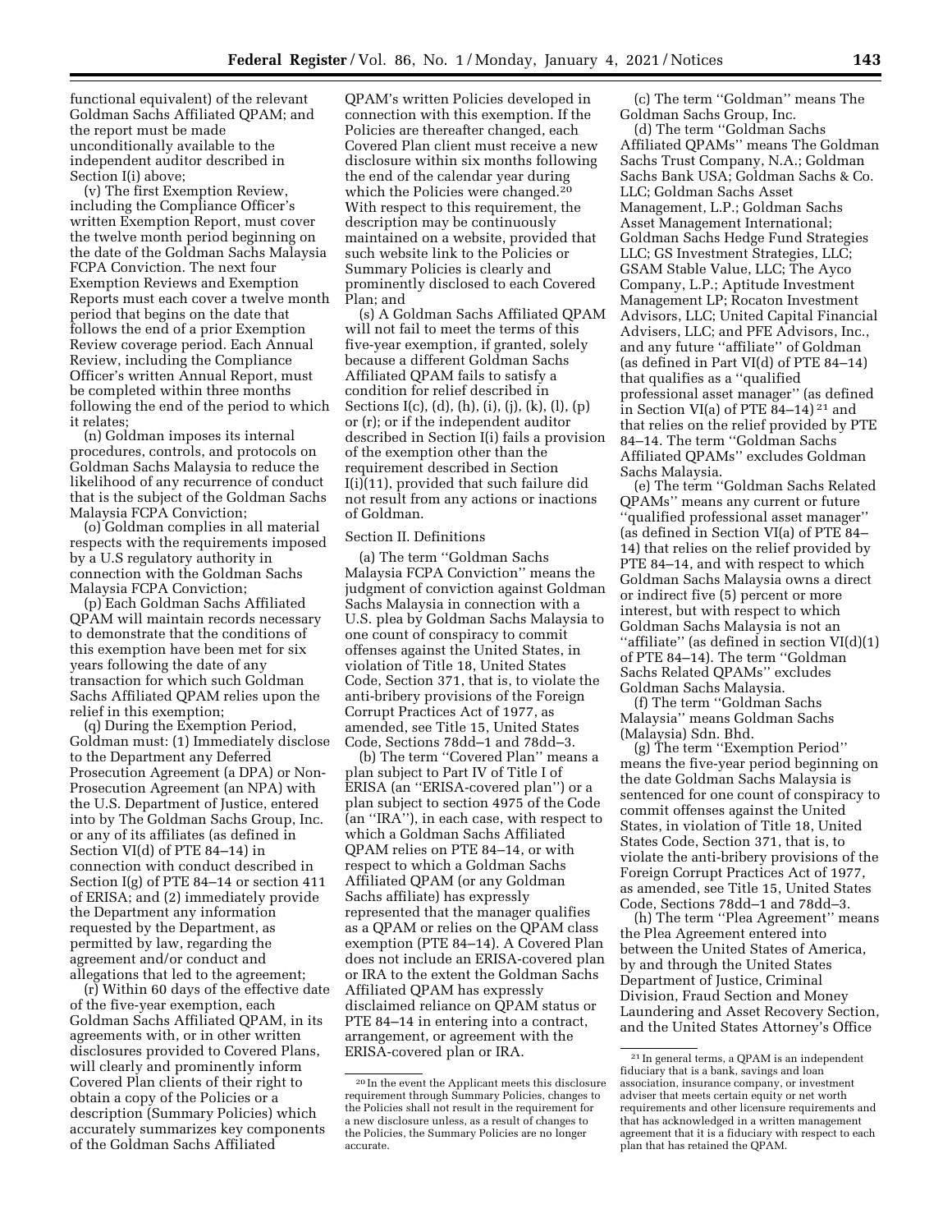functional equivalent) of the relevant Goldman Sachs Affiliated QPAM; and the report must be made unconditionally available to the independent auditor described in Section I(i) above;

(v) The first Exemption Review, including the Compliance Officer's written Exemption Report, must cover the twelve month period beginning on the date of the Goldman Sachs Malaysia FCPA Conviction. The next four Exemption Reviews and Exemption Reports must each cover a twelve month period that begins on the date that follows the end of a prior Exemption Review coverage period. Each Annual Review, including the Compliance Officer's written Annual Report, must be completed within three months following the end of the period to which it relates;

(n) Goldman imposes its internal procedures, controls, and protocols on Goldman Sachs Malaysia to reduce the likelihood of any recurrence of conduct that is the subject of the Goldman Sachs Malaysia FCPA Conviction;

(o) Goldman complies in all material respects with the requirements imposed by a U.S regulatory authority in connection with the Goldman Sachs Malaysia FCPA Conviction;

(p) Each Goldman Sachs Affiliated QPAM will maintain records necessary to demonstrate that the conditions of this exemption have been met for six years following the date of any transaction for which such Goldman Sachs Affiliated QPAM relies upon the relief in this exemption;

(q) During the Exemption Period, Goldman must: (1) Immediately disclose to the Department any Deferred Prosecution Agreement (a DPA) or Non-Prosecution Agreement (an NPA) with the U.S. Department of Justice, entered into by The Goldman Sachs Group, Inc. or any of its affiliates (as defined in Section VI(d) of PTE 84–14) in connection with conduct described in Section I(g) of PTE 84–14 or section 411 of ERISA; and (2) immediately provide the Department any information requested by the Department, as permitted by law, regarding the agreement and/or conduct and allegations that led to the agreement;

(r) Within 60 days of the effective date of the five-year exemption, each Goldman Sachs Affiliated QPAM, in its agreements with, or in other written disclosures provided to Covered Plans, will clearly and prominently inform Covered Plan clients of their right to obtain a copy of the Policies or a description (Summary Policies) which accurately summarizes key components of the Goldman Sachs Affiliated QPAM's written Policies developed in connection with this exemption. If the Policies are thereafter changed, each Covered Plan client must receive a new disclosure within six months following the end of the calendar year during which the Policies were changed.[20] With respect to this requirement, the description may be continuously maintained on a website, provided that such website link to the Policies or Summary Policies is clearly and prominently disclosed to each Covered Plan; and

(s) A Goldman Sachs Affiliated QPAM will not fail to meet the terms of this five-year exemption, if granted, solely because a different Goldman Sachs Affiliated QPAM fails to satisfy a condition for relief described in Sections I(c), (d), (h), (i), (j), (k), (l), (p) or (r); or if the independent auditor described in Section I(i) fails a provision of the exemption other than the requirement described in Section I(i)(11), provided that such failure did not result from any actions or inactions of Goldman.

Section II. Definitions

(a) The term "Goldman Sachs Malaysia FCPA Conviction" means the judgment of conviction against Goldman Sachs Malaysia in connection with a U.S. plea by Goldman Sachs Malaysia to one count of conspiracy to commit offenses against the United States, in violation of Title 18, United States Code, Section 371, that is, to violate the anti-bribery provisions of the Foreign Corrupt Practices Act of 1977, as amended, see Title 15, United States Code, Sections 78dd–1 and 78dd–3.

(b) The term "Covered Plan" means a plan subject to Part IV of Title I of ERISA (an "ERISA-covered plan") or a plan subject to section 4975 of the Code (an "IRA"), in each case, with respect to which a Goldman Sachs Affiliated QPAM relies on PTE 84–14, or with respect to which a Goldman Sachs Affiliated QPAM (or any Goldman Sachs affiliate) has expressly represented that the manager qualifies as a QPAM or relies on the QPAM class exemption (PTE 84–14). A Covered Plan does not include an ERISA-covered plan or IRA to the extent the Goldman Sachs Affiliated QPAM has expressly disclaimed reliance on QPAM status or PTE 84–14 in entering into a contract, arrangement, or agreement with the ERISA-covered plan or IRA.

(c) The term "Goldman" means The Goldman Sachs Group, Inc.

(d) The term "Goldman Sachs Affiliated QPAMs" means The Goldman Sachs Trust Company, N.A.; Goldman Sachs Bank USA; Goldman Sachs & Co. LLC; Goldman Sachs Asset Management, L.P.; Goldman Sachs Asset Management International; Goldman Sachs Hedge Fund Strategies LLC; GS Investment Strategies, LLC; GSAM Stable Value, LLC; The Ayco Company, L.P.; Aptitude Investment Management LP; Rocaton Investment Advisors, LLC; United Capital Financial Advisers, LLC; and PFE Advisors, Inc., and any future "affiliate" of Goldman (as defined in Part VI(d) of PTE 84–14) that qualifies as a "qualified professional asset manager" (as defined in Section VI(a) of PTE 84–14)[21] and that relies on the relief provided by PTE 84–14. The term "Goldman Sachs Affiliated QPAMs" excludes Goldman Sachs Malaysia.

(e) The term "Goldman Sachs Related QPAMs" means any current or future "qualified professional asset manager" (as defined in Section VI(a) of PTE 84–14) that relies on the relief provided by PTE 84–14, and with respect to which Goldman Sachs Malaysia owns a direct or indirect five (5) percent or more interest, but with respect to which Goldman Sachs Malaysia is not an "affiliate" (as defined in section VI(d)(1) of PTE 84–14). The term "Goldman Sachs Related QPAMs" excludes Goldman Sachs Malaysia.

(f) The term "Goldman Sachs Malaysia" means Goldman Sachs (Malaysia) Sdn. Bhd.

(g) The term "Exemption Period" means the five-year period beginning on the date Goldman Sachs Malaysia is sentenced for one count of conspiracy to commit offenses against the United States, in violation of Title 18, United States Code, Section 371, that is, to violate the anti-bribery provisions of the Foreign Corrupt Practices Act of 1977, as amended, see Title 15, United States Code, Sections 78dd–1 and 78dd–3.

(h) The term "Plea Agreement" means the Plea Agreement entered into between the United States of America, by and through the United States Department of Justice, Criminal Division, Fraud Section and Money Laundering and Asset Recovery Section, and the United States Attorney's Office

[20] In the event the Applicant meets this disclosure requirement through Summary Policies, changes to the Policies shall not result in the requirement for a new disclosure unless, as a result of changes to the Policies, the Summary Policies are no longer accurate.

[21] In general terms, a QPAM is an independent fiduciary that is a bank, savings and loan association, insurance company, or investment adviser that meets certain equity or net worth requirements and other licensure requirements and that has acknowledged in a written management agreement that it is a fiduciary with respect to each plan that has retained the QPAM.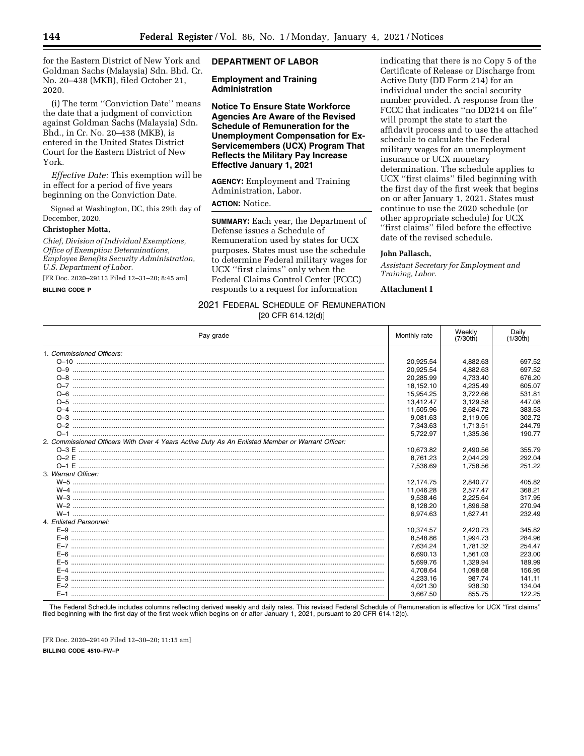for the Eastern District of New York and Goldman Sachs (Malaysia) Sdn. Bhd. Cr. No. 20–438 (MKB), filed October 21, 2020.

(i) The term ''Conviction Date'' means the date that a judgment of conviction against Goldman Sachs (Malaysia) Sdn. Bhd., in Cr. No. 20–438 (MKB), is entered in the United States District Court for the Eastern District of New York.

*Effective Date:* This exemption will be in effect for a period of five years beginning on the Conviction Date.

Signed at Washington, DC, this 29th day of December, 2020.

**Christopher Motta,**

*Chief, Division of Individual Exemptions, Office of Exemption Determinations, Employee Benefits Security Administration, U.S. Department of Labor.*

[FR Doc. 2020–29113 Filed 12–31–20; 8:45 am]

**BILLING CODE P**

## DEPARTMENT OF LABOR

### Employment and Training Administration

### Notice To Ensure State Workforce Agencies Are Aware of the Revised Schedule of Remuneration for the Unemployment Compensation for Ex-Servicemembers (UCX) Program That Reflects the Military Pay Increase Effective January 1, 2021

**AGENCY:** Employment and Training Administration, Labor.

**ACTION:** Notice.

**SUMMARY:** Each year, the Department of Defense issues a Schedule of Remuneration used by states for UCX purposes. States must use the schedule to determine Federal military wages for UCX ''first claims'' only when the Federal Claims Control Center (FCCC) responds to a request for information indicating that there is no Copy 5 of the Certificate of Release or Discharge from Active Duty (DD Form 214) for an individual under the social security number provided. A response from the FCCC that indicates ''no DD214 on file'' will prompt the state to start the affidavit process and to use the attached schedule to calculate the Federal military wages for an unemployment insurance or UCX monetary determination. The schedule applies to UCX ''first claims'' filed beginning with the first day of the first week that begins on or after January 1, 2021. States must continue to use the 2020 schedule (or other appropriate schedule) for UCX ''first claims'' filed before the effective date of the revised schedule.

**John Pallasch,**

*Assistant Secretary for Employment and Training, Labor.*

**Attachment I**

2021 FEDERAL SCHEDULE OF REMUNERATION

[20 CFR 614.12(d)]

| Pay grade | Monthly rate | Weekly (7/30th) | Daily (1/30th) |
| --- | --- | --- | --- |
| 1. *Commissioned Officers:* | | | |
| O–10 | 20,925.54 | 4,882.63 | 697.52 |
| O–9 | 20,925.54 | 4,882.63 | 697.52 |
| O–8 | 20,285.99 | 4,733.40 | 676.20 |
| O–7 | 18,152.10 | 4,235.49 | 605.07 |
| O–6 | 15,954.25 | 3,722.66 | 531.81 |
| O–5 | 13,412.47 | 3,129.58 | 447.08 |
| O–4 | 11,505.96 | 2,684.72 | 383.53 |
| O–3 | 9,081.63 | 2,119.05 | 302.72 |
| O–2 | 7,343.63 | 1,713.51 | 244.79 |
| O–1 | 5,722.97 | 1,335.36 | 190.77 |
| 2. *Commissioned Officers With Over 4 Years Active Duty As An Enlisted Member or Warrant Officer:* | | | |
| O–3 E | 10,673.82 | 2,490.56 | 355.79 |
| O–2 E | 8,761.23 | 2,044.29 | 292.04 |
| O–1 E | 7,536.69 | 1,758.56 | 251.22 |
| 3. *Warrant Officer:* | | | |
| W–5 | 12,174.75 | 2,840.77 | 405.82 |
| W–4 | 11,046.28 | 2,577.47 | 368.21 |
| W–3 | 9,538.46 | 2,225.64 | 317.95 |
| W–2 | 8,128.20 | 1,896.58 | 270.94 |
| W–1 | 6,974.63 | 1,627.41 | 232.49 |
| 4. *Enlisted Personnel:* | | | |
| E–9 | 10,374.57 | 2,420.73 | 345.82 |
| E–8 | 8,548.86 | 1,994.73 | 284.96 |
| E–7 | 7,634.24 | 1,781.32 | 254.47 |
| E–6 | 6,690.13 | 1,561.03 | 223.00 |
| E–5 | 5,699.76 | 1,329.94 | 189.99 |
| E–4 | 4,708.64 | 1,098.68 | 156.95 |
| E–3 | 4,233.16 | 987.74 | 141.11 |
| E–2 | 4,021.30 | 938.30 | 134.04 |
| E–1 | 3,667.50 | 855.75 | 122.25 |

The Federal Schedule includes columns reflecting derived weekly and daily rates. This revised Federal Schedule of Remuneration is effective for UCX ''first claims'' filed beginning with the first day of the first week which begins on or after January 1, 2021, pursuant to 20 CFR 614.12(c).

[FR Doc. 2020–29140 Filed 12–30–20; 11:15 am]

**BILLING CODE 4510–FW–P**